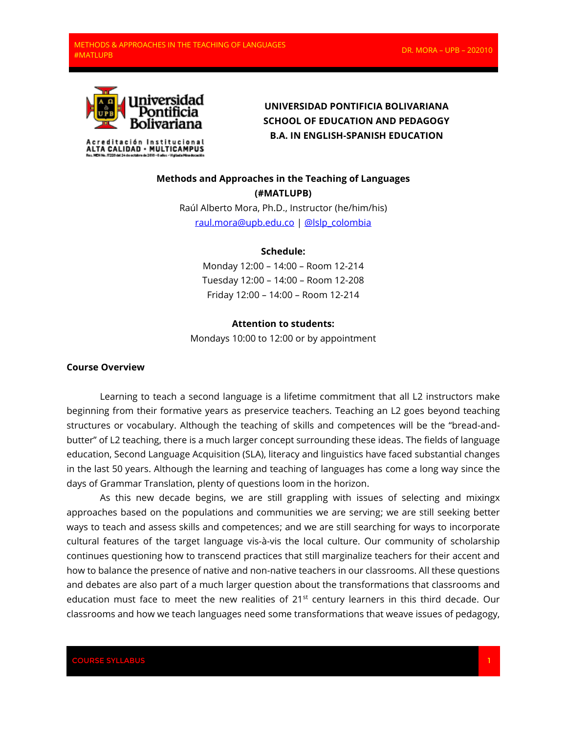**UNIVERSIDAD PONTIFICIA BOLIVARIANA**
**SCHOOL OF EDUCATION AND PEDAGOGY**
**B.A. IN ENGLISH-SPANISH EDUCATION**

# Methods and Approaches in the Teaching of Languages (#MATLUPB)

Raúl Alberto Mora, Ph.D., Instructor (he/him/his)
raul.mora@upb.edu.co | @lslp_colombia

**Schedule:**
Monday 12:00 – 14:00 – Room 12-214
Tuesday 12:00 – 14:00 – Room 12-208
Friday 12:00 – 14:00 – Room 12-214

**Attention to students:**
Mondays 10:00 to 12:00 or by appointment

## Course Overview

Learning to teach a second language is a lifetime commitment that all L2 instructors make beginning from their formative years as preservice teachers. Teaching an L2 goes beyond teaching structures or vocabulary. Although the teaching of skills and competences will be the "bread-and-butter" of L2 teaching, there is a much larger concept surrounding these ideas. The fields of language education, Second Language Acquisition (SLA), literacy and linguistics have faced substantial changes in the last 50 years. Although the learning and teaching of languages has come a long way since the days of Grammar Translation, plenty of questions loom in the horizon.

As this new decade begins, we are still grappling with issues of selecting and mixingx approaches based on the populations and communities we are serving; we are still seeking better ways to teach and assess skills and competences; and we are still searching for ways to incorporate cultural features of the target language vis-à-vis the local culture. Our community of scholarship continues questioning how to transcend practices that still marginalize teachers for their accent and how to balance the presence of native and non-native teachers in our classrooms. All these questions and debates are also part of a much larger question about the transformations that classrooms and education must face to meet the new realities of 21st century learners in this third decade. Our classrooms and how we teach languages need some transformations that weave issues of pedagogy,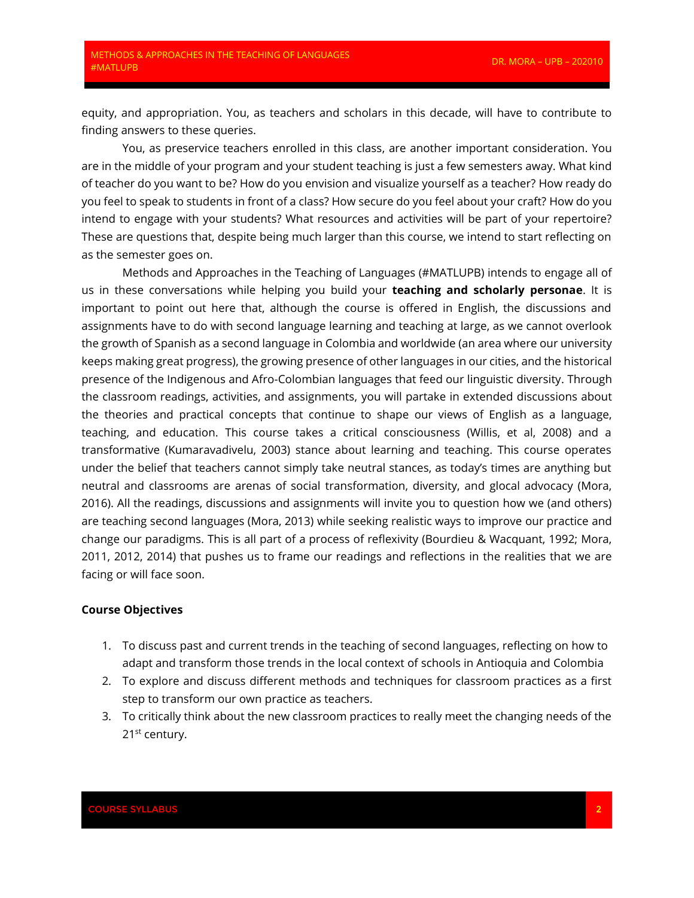equity, and appropriation. You, as teachers and scholars in this decade, will have to contribute to finding answers to these queries.

You, as preservice teachers enrolled in this class, are another important consideration. You are in the middle of your program and your student teaching is just a few semesters away. What kind of teacher do you want to be? How do you envision and visualize yourself as a teacher? How ready do you feel to speak to students in front of a class? How secure do you feel about your craft? How do you intend to engage with your students? What resources and activities will be part of your repertoire? These are questions that, despite being much larger than this course, we intend to start reflecting on as the semester goes on.

Methods and Approaches in the Teaching of Languages (#MATLUPB) intends to engage all of us in these conversations while helping you build your **teaching and scholarly personae**. It is important to point out here that, although the course is offered in English, the discussions and assignments have to do with second language learning and teaching at large, as we cannot overlook the growth of Spanish as a second language in Colombia and worldwide (an area where our university keeps making great progress), the growing presence of other languages in our cities, and the historical presence of the Indigenous and Afro-Colombian languages that feed our linguistic diversity. Through the classroom readings, activities, and assignments, you will partake in extended discussions about the theories and practical concepts that continue to shape our views of English as a language, teaching, and education. This course takes a critical consciousness (Willis, et al, 2008) and a transformative (Kumaravadivelu, 2003) stance about learning and teaching. This course operates under the belief that teachers cannot simply take neutral stances, as today's times are anything but neutral and classrooms are arenas of social transformation, diversity, and glocal advocacy (Mora, 2016). All the readings, discussions and assignments will invite you to question how we (and others) are teaching second languages (Mora, 2013) while seeking realistic ways to improve our practice and change our paradigms. This is all part of a process of reflexivity (Bourdieu & Wacquant, 1992; Mora, 2011, 2012, 2014) that pushes us to frame our readings and reflections in the realities that we are facing or will face soon.

## Course Objectives

1. To discuss past and current trends in the teaching of second languages, reflecting on how to adapt and transform those trends in the local context of schools in Antioquia and Colombia
2. To explore and discuss different methods and techniques for classroom practices as a first step to transform our own practice as teachers.
3. To critically think about the new classroom practices to really meet the changing needs of the 21st century.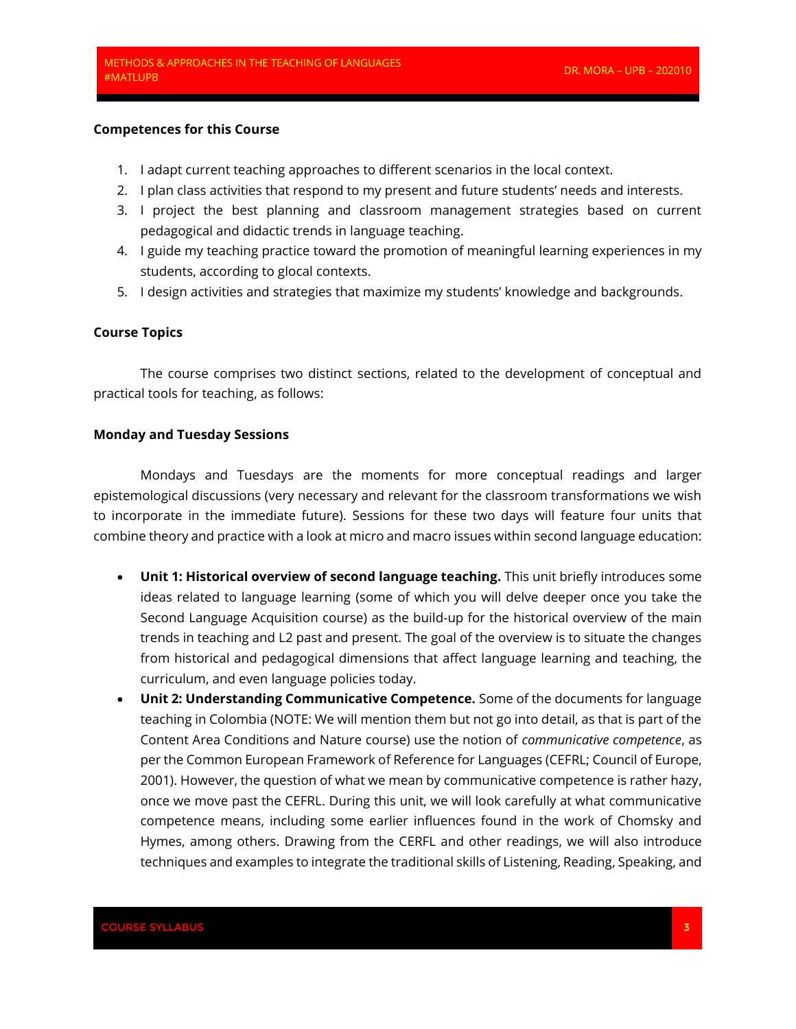**Competences for this Course**

1. I adapt current teaching approaches to different scenarios in the local context.
2. I plan class activities that respond to my present and future students' needs and interests.
3. I project the best planning and classroom management strategies based on current pedagogical and didactic trends in language teaching.
4. I guide my teaching practice toward the promotion of meaningful learning experiences in my students, according to glocal contexts.
5. I design activities and strategies that maximize my students' knowledge and backgrounds.

**Course Topics**

The course comprises two distinct sections, related to the development of conceptual and practical tools for teaching, as follows:

**Monday and Tuesday Sessions**

Mondays and Tuesdays are the moments for more conceptual readings and larger epistemological discussions (very necessary and relevant for the classroom transformations we wish to incorporate in the immediate future). Sessions for these two days will feature four units that combine theory and practice with a look at micro and macro issues within second language education:

- **Unit 1: Historical overview of second language teaching.** This unit briefly introduces some ideas related to language learning (some of which you will delve deeper once you take the Second Language Acquisition course) as the build-up for the historical overview of the main trends in teaching and L2 past and present. The goal of the overview is to situate the changes from historical and pedagogical dimensions that affect language learning and teaching, the curriculum, and even language policies today.
- **Unit 2: Understanding Communicative Competence.** Some of the documents for language teaching in Colombia (NOTE: We will mention them but not go into detail, as that is part of the Content Area Conditions and Nature course) use the notion of *communicative competence*, as per the Common European Framework of Reference for Languages (CEFRL; Council of Europe, 2001). However, the question of what we mean by communicative competence is rather hazy, once we move past the CEFRL. During this unit, we will look carefully at what communicative competence means, including some earlier influences found in the work of Chomsky and Hymes, among others. Drawing from the CERFL and other readings, we will also introduce techniques and examples to integrate the traditional skills of Listening, Reading, Speaking, and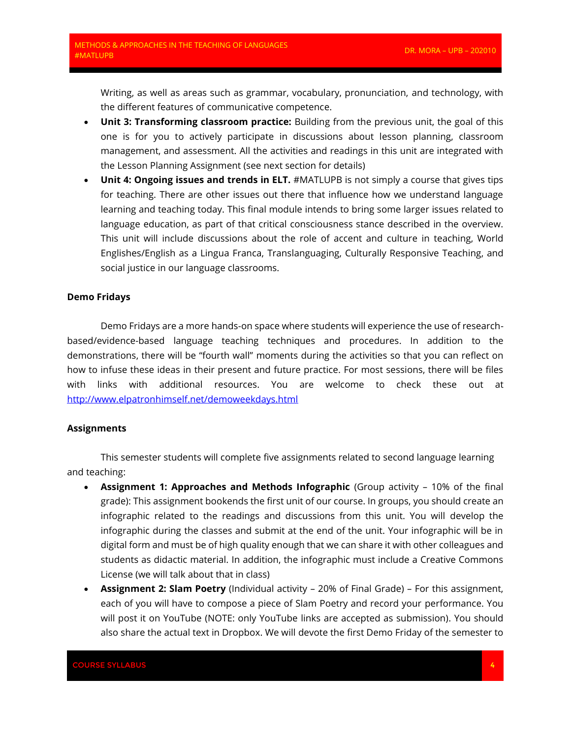Writing, as well as areas such as grammar, vocabulary, pronunciation, and technology, with the different features of communicative competence.

- **Unit 3: Transforming classroom practice:** Building from the previous unit, the goal of this one is for you to actively participate in discussions about lesson planning, classroom management, and assessment. All the activities and readings in this unit are integrated with the Lesson Planning Assignment (see next section for details)
- **Unit 4: Ongoing issues and trends in ELT.** #MATLUPB is not simply a course that gives tips for teaching. There are other issues out there that influence how we understand language learning and teaching today. This final module intends to bring some larger issues related to language education, as part of that critical consciousness stance described in the overview. This unit will include discussions about the role of accent and culture in teaching, World Englishes/English as a Lingua Franca, Translanguaging, Culturally Responsive Teaching, and social justice in our language classrooms.

**Demo Fridays**

Demo Fridays are a more hands-on space where students will experience the use of research-based/evidence-based language teaching techniques and procedures. In addition to the demonstrations, there will be "fourth wall" moments during the activities so that you can reflect on how to infuse these ideas in their present and future practice. For most sessions, there will be files with links with additional resources. You are welcome to check these out at http://www.elpatronhimself.net/demoweekdays.html

**Assignments**

This semester students will complete five assignments related to second language learning and teaching:

- **Assignment 1: Approaches and Methods Infographic** (Group activity – 10% of the final grade): This assignment bookends the first unit of our course. In groups, you should create an infographic related to the readings and discussions from this unit. You will develop the infographic during the classes and submit at the end of the unit. Your infographic will be in digital form and must be of high quality enough that we can share it with other colleagues and students as didactic material. In addition, the infographic must include a Creative Commons License (we will talk about that in class)
- **Assignment 2: Slam Poetry** (Individual activity – 20% of Final Grade) – For this assignment, each of you will have to compose a piece of Slam Poetry and record your performance. You will post it on YouTube (NOTE: only YouTube links are accepted as submission). You should also share the actual text in Dropbox. We will devote the first Demo Friday of the semester to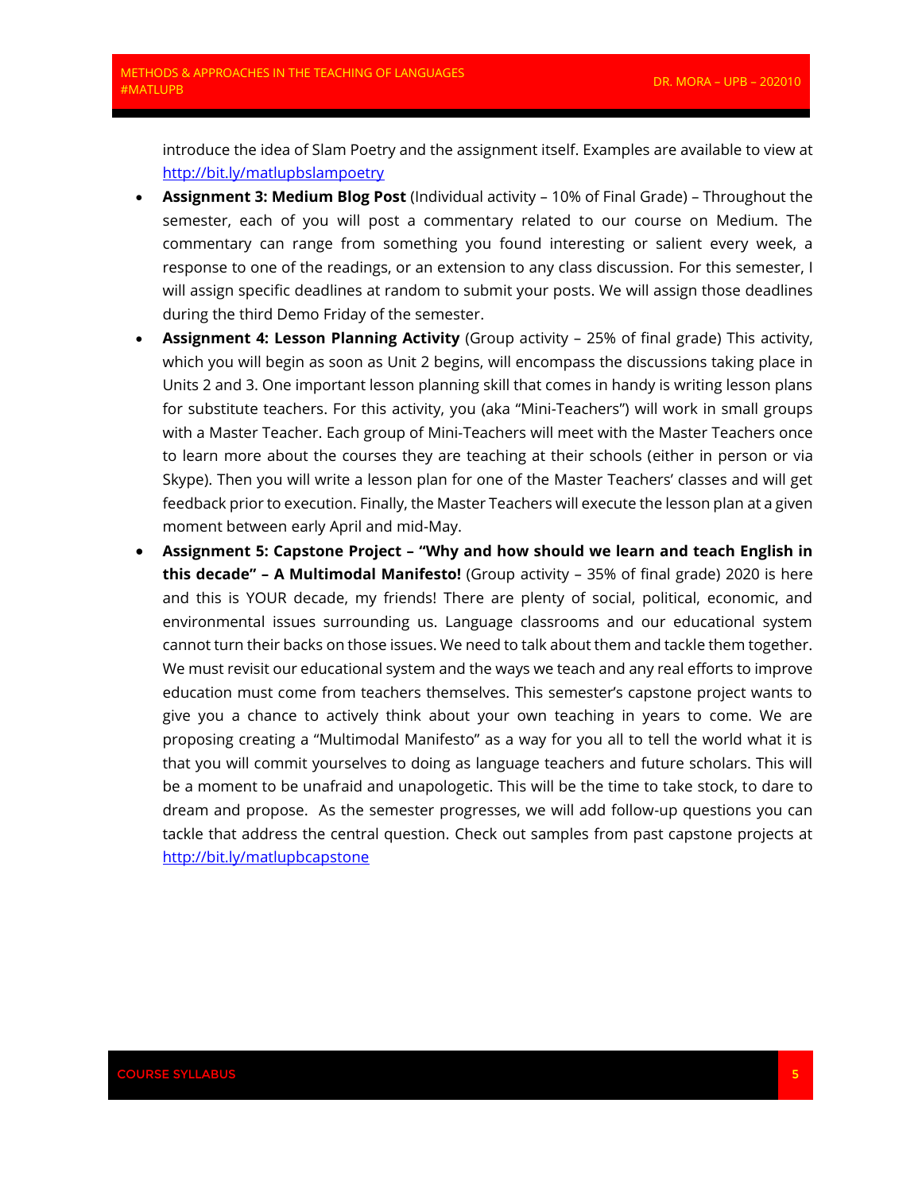introduce the idea of Slam Poetry and the assignment itself. Examples are available to view at http://bit.ly/matlupbslampoetry

- **Assignment 3: Medium Blog Post** (Individual activity – 10% of Final Grade) – Throughout the semester, each of you will post a commentary related to our course on Medium. The commentary can range from something you found interesting or salient every week, a response to one of the readings, or an extension to any class discussion. For this semester, I will assign specific deadlines at random to submit your posts. We will assign those deadlines during the third Demo Friday of the semester.
- **Assignment 4: Lesson Planning Activity** (Group activity – 25% of final grade) This activity, which you will begin as soon as Unit 2 begins, will encompass the discussions taking place in Units 2 and 3. One important lesson planning skill that comes in handy is writing lesson plans for substitute teachers. For this activity, you (aka "Mini-Teachers") will work in small groups with a Master Teacher. Each group of Mini-Teachers will meet with the Master Teachers once to learn more about the courses they are teaching at their schools (either in person or via Skype). Then you will write a lesson plan for one of the Master Teachers' classes and will get feedback prior to execution. Finally, the Master Teachers will execute the lesson plan at a given moment between early April and mid-May.
- **Assignment 5: Capstone Project – "Why and how should we learn and teach English in this decade" – A Multimodal Manifesto!** (Group activity – 35% of final grade) 2020 is here and this is YOUR decade, my friends! There are plenty of social, political, economic, and environmental issues surrounding us. Language classrooms and our educational system cannot turn their backs on those issues. We need to talk about them and tackle them together. We must revisit our educational system and the ways we teach and any real efforts to improve education must come from teachers themselves. This semester's capstone project wants to give you a chance to actively think about your own teaching in years to come. We are proposing creating a "Multimodal Manifesto" as a way for you all to tell the world what it is that you will commit yourselves to doing as language teachers and future scholars. This will be a moment to be unafraid and unapologetic. This will be the time to take stock, to dare to dream and propose. As the semester progresses, we will add follow-up questions you can tackle that address the central question. Check out samples from past capstone projects at http://bit.ly/matlupbcapstone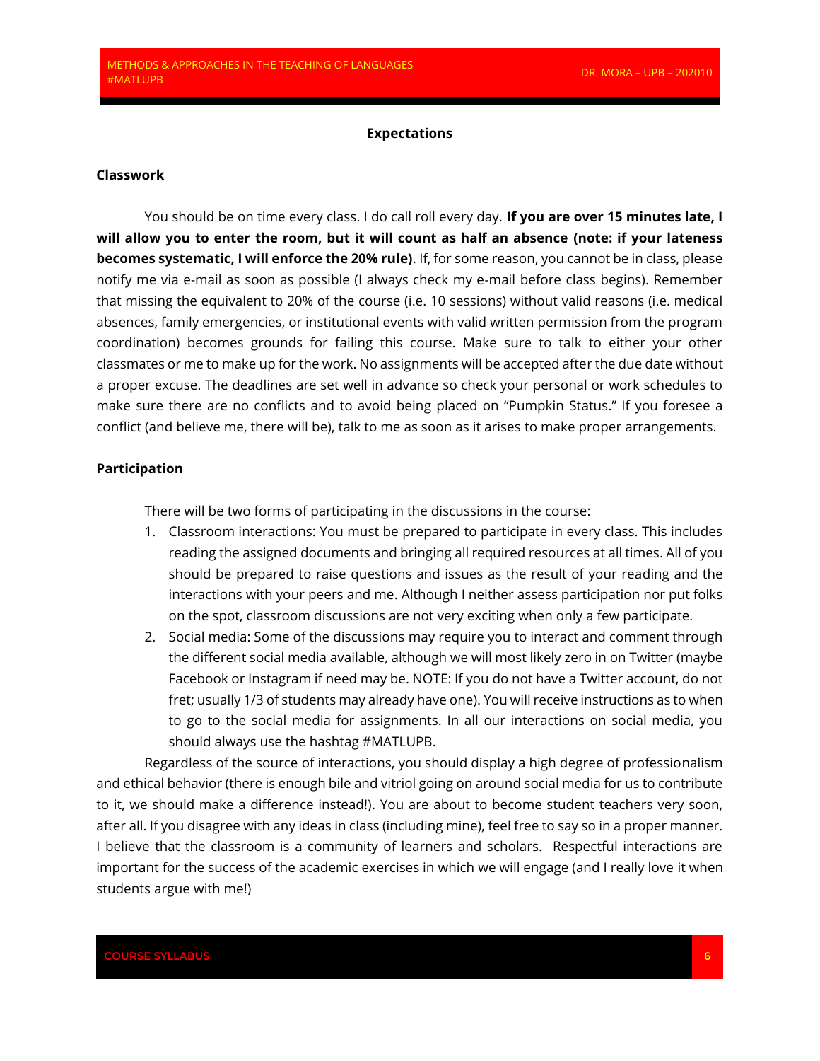## Expectations

### Classwork

You should be on time every class. I do call roll every day. **If you are over 15 minutes late, I will allow you to enter the room, but it will count as half an absence (note: if your lateness becomes systematic, I will enforce the 20% rule)**. If, for some reason, you cannot be in class, please notify me via e-mail as soon as possible (I always check my e-mail before class begins). Remember that missing the equivalent to 20% of the course (i.e. 10 sessions) without valid reasons (i.e. medical absences, family emergencies, or institutional events with valid written permission from the program coordination) becomes grounds for failing this course. Make sure to talk to either your other classmates or me to make up for the work. No assignments will be accepted after the due date without a proper excuse. The deadlines are set well in advance so check your personal or work schedules to make sure there are no conflicts and to avoid being placed on "Pumpkin Status." If you foresee a conflict (and believe me, there will be), talk to me as soon as it arises to make proper arrangements.

### Participation

There will be two forms of participating in the discussions in the course:

1. Classroom interactions: You must be prepared to participate in every class. This includes reading the assigned documents and bringing all required resources at all times. All of you should be prepared to raise questions and issues as the result of your reading and the interactions with your peers and me. Although I neither assess participation nor put folks on the spot, classroom discussions are not very exciting when only a few participate.
2. Social media: Some of the discussions may require you to interact and comment through the different social media available, although we will most likely zero in on Twitter (maybe Facebook or Instagram if need may be. NOTE: If you do not have a Twitter account, do not fret; usually 1/3 of students may already have one). You will receive instructions as to when to go to the social media for assignments. In all our interactions on social media, you should always use the hashtag #MATLUPB.

Regardless of the source of interactions, you should display a high degree of professionalism and ethical behavior (there is enough bile and vitriol going on around social media for us to contribute to it, we should make a difference instead!). You are about to become student teachers very soon, after all. If you disagree with any ideas in class (including mine), feel free to say so in a proper manner. I believe that the classroom is a community of learners and scholars. Respectful interactions are important for the success of the academic exercises in which we will engage (and I really love it when students argue with me!)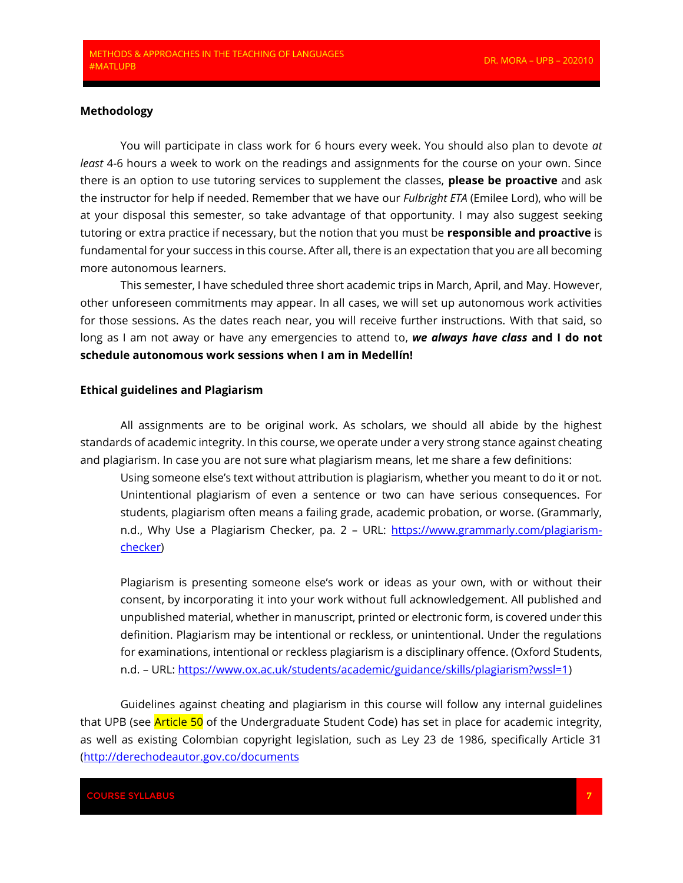**Methodology**

You will participate in class work for 6 hours every week. You should also plan to devote *at least* 4-6 hours a week to work on the readings and assignments for the course on your own. Since there is an option to use tutoring services to supplement the classes, **please be proactive** and ask the instructor for help if needed. Remember that we have our *Fulbright ETA* (Emilee Lord), who will be at your disposal this semester, so take advantage of that opportunity. I may also suggest seeking tutoring or extra practice if necessary, but the notion that you must be **responsible and proactive** is fundamental for your success in this course. After all, there is an expectation that you are all becoming more autonomous learners.

This semester, I have scheduled three short academic trips in March, April, and May. However, other unforeseen commitments may appear. In all cases, we will set up autonomous work activities for those sessions. As the dates reach near, you will receive further instructions. With that said, so long as I am not away or have any emergencies to attend to, ***we always have class*** **and I do not schedule autonomous work sessions when I am in Medellín!**

**Ethical guidelines and Plagiarism**

All assignments are to be original work. As scholars, we should all abide by the highest standards of academic integrity. In this course, we operate under a very strong stance against cheating and plagiarism. In case you are not sure what plagiarism means, let me share a few definitions:

> Using someone else's text without attribution is plagiarism, whether you meant to do it or not. Unintentional plagiarism of even a sentence or two can have serious consequences. For students, plagiarism often means a failing grade, academic probation, or worse. (Grammarly, n.d., Why Use a Plagiarism Checker, pa. 2 – URL: [https://www.grammarly.com/plagiarism-checker](https://www.grammarly.com/plagiarism-checker))
>
> Plagiarism is presenting someone else's work or ideas as your own, with or without their consent, by incorporating it into your work without full acknowledgement. All published and unpublished material, whether in manuscript, printed or electronic form, is covered under this definition. Plagiarism may be intentional or reckless, or unintentional. Under the regulations for examinations, intentional or reckless plagiarism is a disciplinary offence. (Oxford Students, n.d. – URL: [https://www.ox.ac.uk/students/academic/guidance/skills/plagiarism?wssl=1](https://www.ox.ac.uk/students/academic/guidance/skills/plagiarism?wssl=1))

Guidelines against cheating and plagiarism in this course will follow any internal guidelines that UPB (see Article 50 of the Undergraduate Student Code) has set in place for academic integrity, as well as existing Colombian copyright legislation, such as Ley 23 de 1986, specifically Article 31 ([http://derechodeautor.gov.co/documents](http://derechodeautor.gov.co/documents)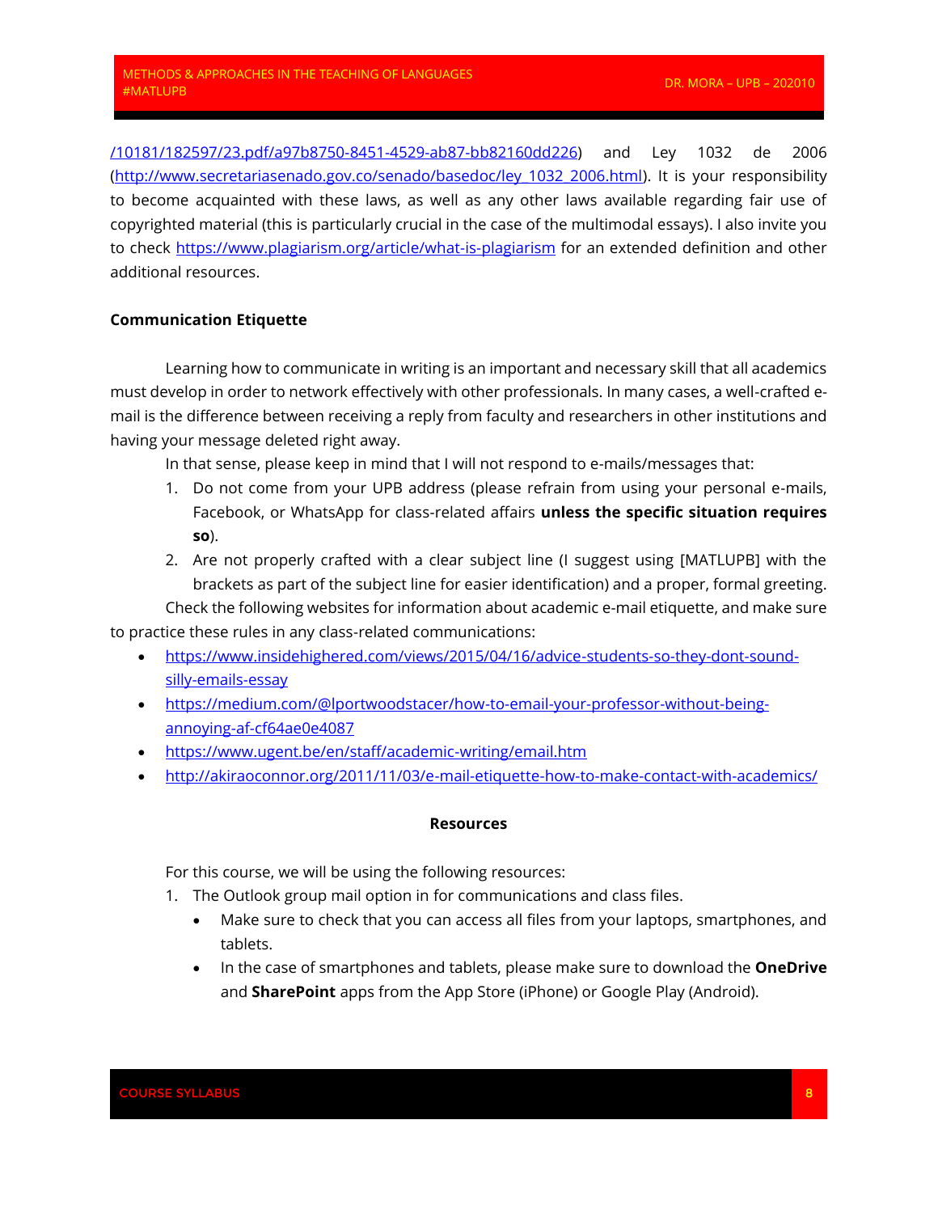/10181/182597/23.pdf/a97b8750-8451-4529-ab87-bb82160dd226) and Ley 1032 de 2006 (http://www.secretariasenado.gov.co/senado/basedoc/ley_1032_2006.html). It is your responsibility to become acquainted with these laws, as well as any other laws available regarding fair use of copyrighted material (this is particularly crucial in the case of the multimodal essays). I also invite you to check https://www.plagiarism.org/article/what-is-plagiarism for an extended definition and other additional resources.

**Communication Etiquette**

Learning how to communicate in writing is an important and necessary skill that all academics must develop in order to network effectively with other professionals. In many cases, a well-crafted e-mail is the difference between receiving a reply from faculty and researchers in other institutions and having your message deleted right away.

In that sense, please keep in mind that I will not respond to e-mails/messages that:

1. Do not come from your UPB address (please refrain from using your personal e-mails, Facebook, or WhatsApp for class-related affairs **unless the specific situation requires so**).
2. Are not properly crafted with a clear subject line (I suggest using [MATLUPB] with the brackets as part of the subject line for easier identification) and a proper, formal greeting.

Check the following websites for information about academic e-mail etiquette, and make sure to practice these rules in any class-related communications:

- https://www.insidehighered.com/views/2015/04/16/advice-students-so-they-dont-sound-silly-emails-essay
- https://medium.com/@lportwoodstacer/how-to-email-your-professor-without-being-annoying-af-cf64ae0e4087
- https://www.ugent.be/en/staff/academic-writing/email.htm
- http://akiraoconnor.org/2011/11/03/e-mail-etiquette-how-to-make-contact-with-academics/

**Resources**

For this course, we will be using the following resources:

1. The Outlook group mail option in for communications and class files.
   - Make sure to check that you can access all files from your laptops, smartphones, and tablets.
   - In the case of smartphones and tablets, please make sure to download the **OneDrive** and **SharePoint** apps from the App Store (iPhone) or Google Play (Android).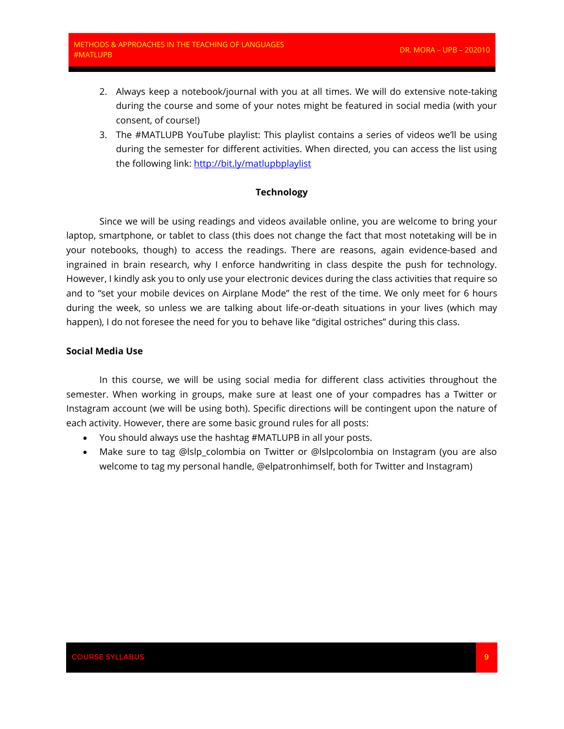2. Always keep a notebook/journal with you at all times. We will do extensive note-taking during the course and some of your notes might be featured in social media (with your consent, of course!)
3. The #MATLUPB YouTube playlist: This playlist contains a series of videos we'll be using during the semester for different activities. When directed, you can access the list using the following link: [http://bit.ly/matlupbplaylist](http://bit.ly/matlupbplaylist)

### Technology

Since we will be using readings and videos available online, you are welcome to bring your laptop, smartphone, or tablet to class (this does not change the fact that most notetaking will be in your notebooks, though) to access the readings. There are reasons, again evidence-based and ingrained in brain research, why I enforce handwriting in class despite the push for technology. However, I kindly ask you to only use your electronic devices during the class activities that require so and to "set your mobile devices on Airplane Mode" the rest of the time. We only meet for 6 hours during the week, so unless we are talking about life-or-death situations in your lives (which may happen), I do not foresee the need for you to behave like "digital ostriches" during this class.

### Social Media Use

In this course, we will be using social media for different class activities throughout the semester. When working in groups, make sure at least one of your compadres has a Twitter or Instagram account (we will be using both). Specific directions will be contingent upon the nature of each activity. However, there are some basic ground rules for all posts:

- You should always use the hashtag #MATLUPB in all your posts.
- Make sure to tag @lslp_colombia on Twitter or @lslpcolombia on Instagram (you are also welcome to tag my personal handle, @elpatronhimself, both for Twitter and Instagram)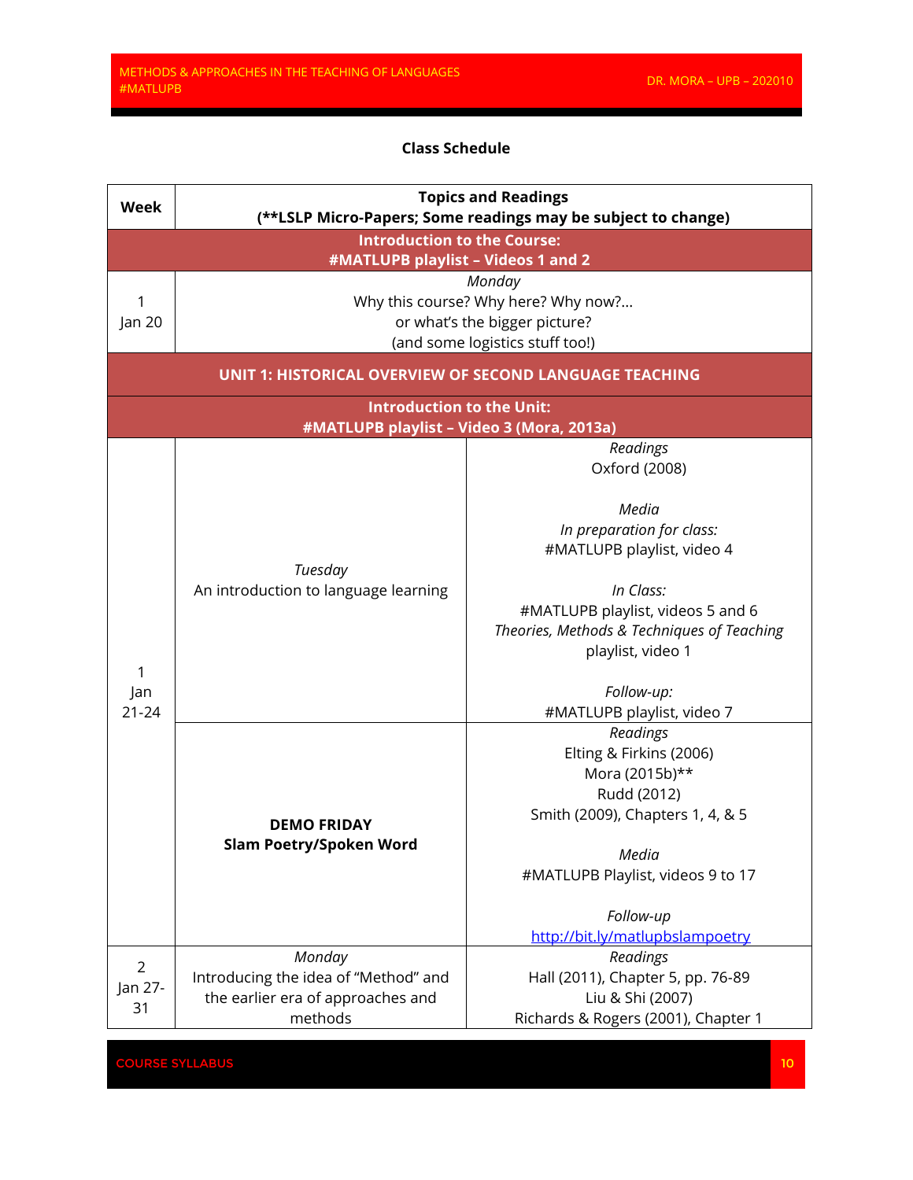## Class Schedule

| Week | Topics and Readings (**LSLP Micro-Papers; Some readings may be subject to change) | |
|---|---|---|
| **Introduction to the Course: #MATLUPB playlist – Videos 1 and 2** | | |
| 1<br>Jan 20 | *Monday*<br>Why this course? Why here? Why now?...<br>or what's the bigger picture?<br>(and some logistics stuff too!) | |
| **UNIT 1: HISTORICAL OVERVIEW OF SECOND LANGUAGE TEACHING** | | |
| **Introduction to the Unit: #MATLUPB playlist – Video 3 (Mora, 2013a)** | | |
| 1<br>Jan<br>21-24 | *Tuesday*<br>An introduction to language learning | *Readings*<br>Oxford (2008)<br><br>*Media*<br>*In preparation for class:*<br>#MATLUPB playlist, video 4<br><br>*In Class:*<br>#MATLUPB playlist, videos 5 and 6<br>*Theories, Methods & Techniques of Teaching* playlist, video 1<br><br>*Follow-up:*<br>#MATLUPB playlist, video 7 |
| | **DEMO FRIDAY**<br>**Slam Poetry/Spoken Word** | *Readings*<br>Elting & Firkins (2006)<br>Mora (2015b)**<br>Rudd (2012)<br>Smith (2009), Chapters 1, 4, & 5<br><br>*Media*<br>#MATLUPB Playlist, videos 9 to 17<br><br>*Follow-up*<br>http://bit.ly/matlupbslampoetry |
| 2<br>Jan 27-31 | *Monday*<br>Introducing the idea of "Method" and the earlier era of approaches and methods | *Readings*<br>Hall (2011), Chapter 5, pp. 76-89<br>Liu & Shi (2007)<br>Richards & Rogers (2001), Chapter 1 |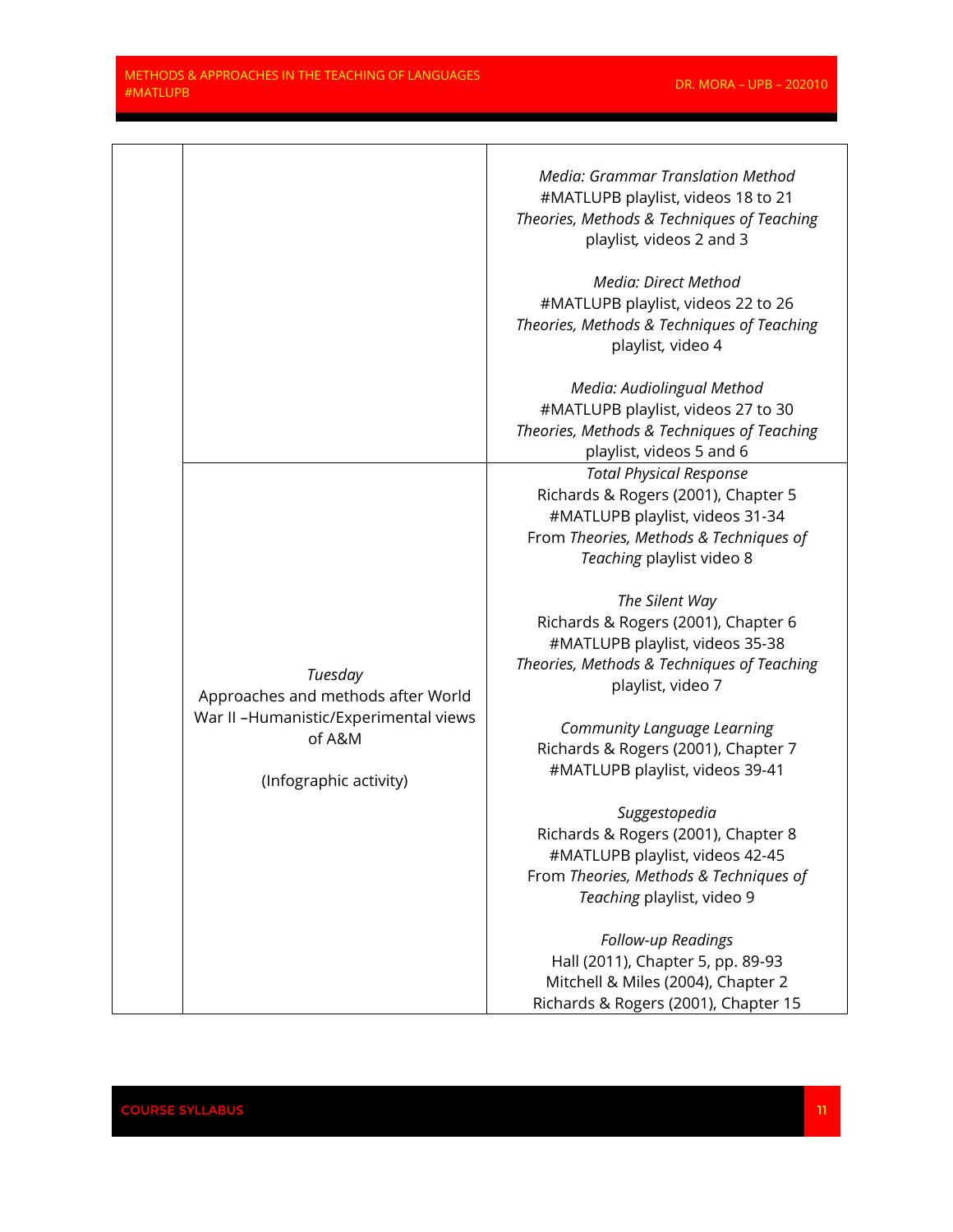| | | |
|---|---|---|
| | | *Media: Grammar Translation Method*<br>#MATLUPB playlist, videos 18 to 21<br>*Theories, Methods & Techniques of Teaching* playlist*,* videos 2 and 3<br><br>*Media: Direct Method*<br>#MATLUPB playlist, videos 22 to 26<br>*Theories, Methods & Techniques of Teaching* playlist*,* video 4<br><br>*Media: Audiolingual Method*<br>#MATLUPB playlist, videos 27 to 30<br>*Theories, Methods & Techniques of Teaching* playlist, videos 5 and 6 |
| | *Tuesday*<br>Approaches and methods after World War II –Humanistic/Experimental views of A&M<br><br>(Infographic activity) | *Total Physical Response*<br>Richards & Rogers (2001), Chapter 5<br>#MATLUPB playlist, videos 31-34<br>From *Theories, Methods & Techniques of Teaching* playlist video 8<br><br>*The Silent Way*<br>Richards & Rogers (2001), Chapter 6<br>#MATLUPB playlist, videos 35-38<br>*Theories, Methods & Techniques of Teaching* playlist, video 7<br><br>*Community Language Learning*<br>Richards & Rogers (2001), Chapter 7<br>#MATLUPB playlist, videos 39-41<br><br>*Suggestopedia*<br>Richards & Rogers (2001), Chapter 8<br>#MATLUPB playlist, videos 42-45<br>From *Theories, Methods & Techniques of Teaching* playlist, video 9<br><br>*Follow-up Readings*<br>Hall (2011), Chapter 5, pp. 89-93<br>Mitchell & Miles (2004), Chapter 2<br>Richards & Rogers (2001), Chapter 15 |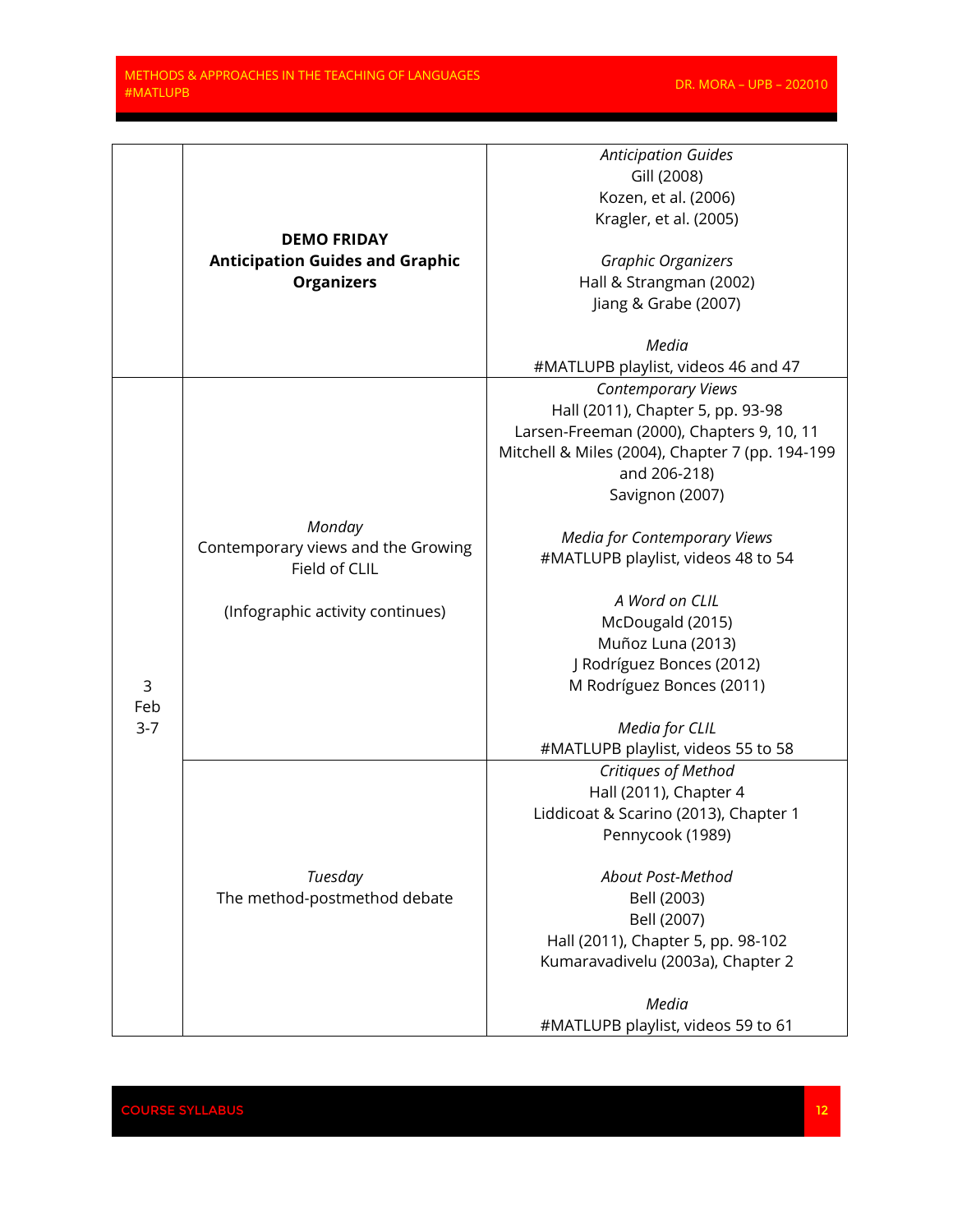|  |  |  |
|---|---|---|
|  | **DEMO FRIDAY**<br>**Anticipation Guides and Graphic Organizers** | *Anticipation Guides*<br>Gill (2008)<br>Kozen, et al. (2006)<br>Kragler, et al. (2005)<br><br>*Graphic Organizers*<br>Hall & Strangman (2002)<br>Jiang & Grabe (2007)<br><br>*Media*<br>#MATLUPB playlist, videos 46 and 47 |
| 3<br>Feb<br>3-7 | *Monday*<br>Contemporary views and the Growing Field of CLIL<br><br>(Infographic activity continues) | *Contemporary Views*<br>Hall (2011), Chapter 5, pp. 93-98<br>Larsen-Freeman (2000), Chapters 9, 10, 11<br>Mitchell & Miles (2004), Chapter 7 (pp. 194-199 and 206-218)<br>Savignon (2007)<br><br>*Media for Contemporary Views*<br>#MATLUPB playlist, videos 48 to 54<br><br>*A Word on CLIL*<br>McDougald (2015)<br>Muñoz Luna (2013)<br>J Rodríguez Bonces (2012)<br>M Rodríguez Bonces (2011)<br><br>*Media for CLIL*<br>#MATLUPB playlist, videos 55 to 58 |
|  | *Tuesday*<br>The method-postmethod debate | *Critiques of Method*<br>Hall (2011), Chapter 4<br>Liddicoat & Scarino (2013), Chapter 1<br>Pennycook (1989)<br><br>*About Post-Method*<br>Bell (2003)<br>Bell (2007)<br>Hall (2011), Chapter 5, pp. 98-102<br>Kumaravadivelu (2003a), Chapter 2<br><br>*Media*<br>#MATLUPB playlist, videos 59 to 61 |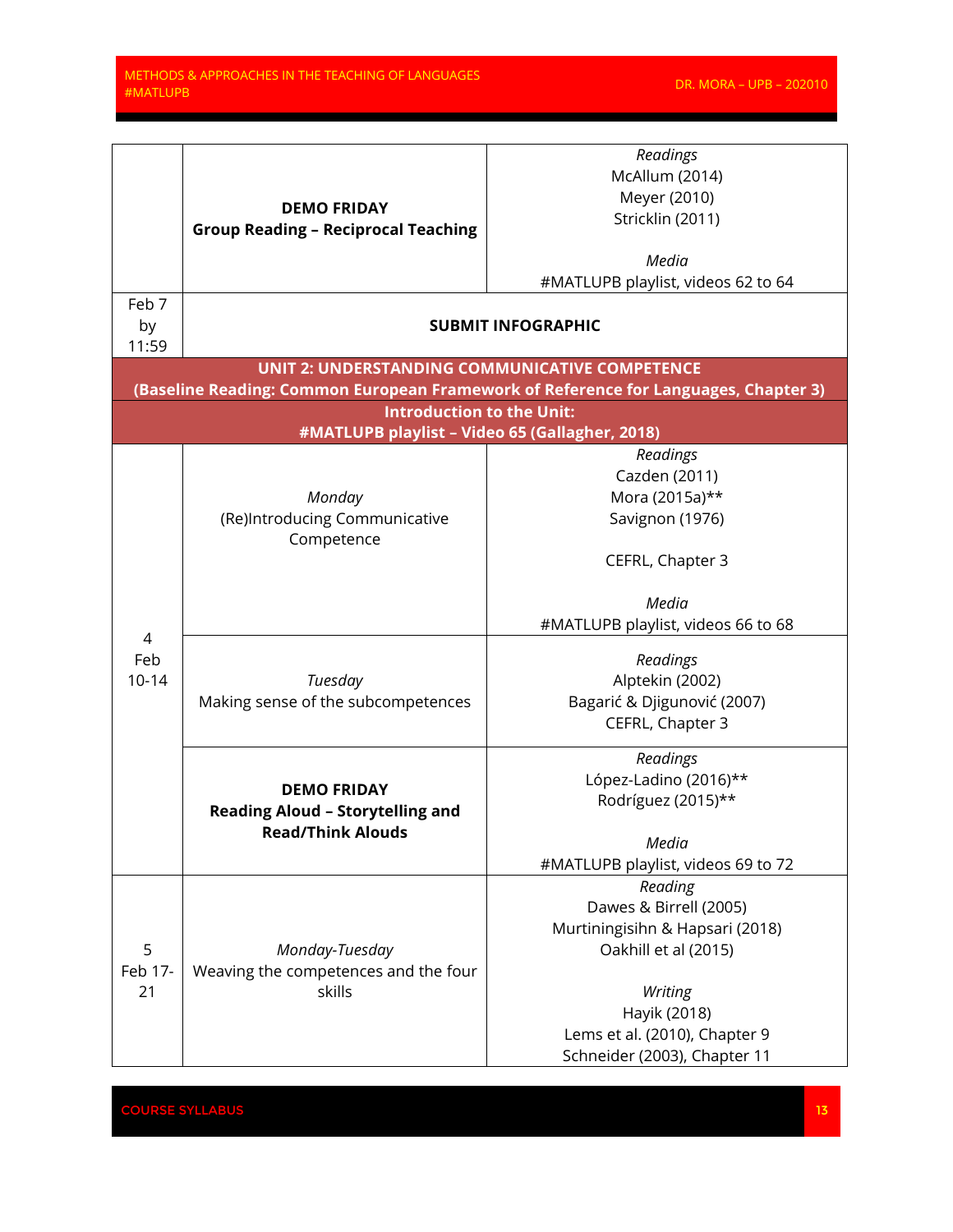| | | |
|---|---|---|
| | **DEMO FRIDAY**<br>**Group Reading – Reciprocal Teaching** | *Readings*<br>McAllum (2014)<br>Meyer (2010)<br>Stricklin (2011)<br><br>*Media*<br>#MATLUPB playlist, videos 62 to 64 |
| Feb 7 by 11:59 | **SUBMIT INFOGRAPHIC** | |
| **UNIT 2: UNDERSTANDING COMMUNICATIVE COMPETENCE**<br>**(Baseline Reading: Common European Framework of Reference for Languages, Chapter 3)** | | |
| **Introduction to the Unit:**<br>**#MATLUPB playlist – Video 65 (Gallagher, 2018)** | | |
| 4<br>Feb 10-14 | *Monday*<br>(Re)Introducing Communicative Competence | *Readings*<br>Cazden (2011)<br>Mora (2015a)**<br>Savignon (1976)<br><br>CEFRL, Chapter 3<br><br>*Media*<br>#MATLUPB playlist, videos 66 to 68 |
| | *Tuesday*<br>Making sense of the subcompetences | *Readings*<br>Alptekin (2002)<br>Bagarić & Djigunović (2007)<br>CEFRL, Chapter 3 |
| | **DEMO FRIDAY**<br>**Reading Aloud – Storytelling and Read/Think Alouds** | *Readings*<br>López-Ladino (2016)**<br>Rodríguez (2015)**<br><br>*Media*<br>#MATLUPB playlist, videos 69 to 72 |
| 5<br>Feb 17-21 | *Monday-Tuesday*<br>Weaving the competences and the four skills | *Reading*<br>Dawes & Birrell (2005)<br>Murtiningisihn & Hapsari (2018)<br>Oakhill et al (2015)<br><br>*Writing*<br>Hayik (2018)<br>Lems et al. (2010), Chapter 9<br>Schneider (2003), Chapter 11 |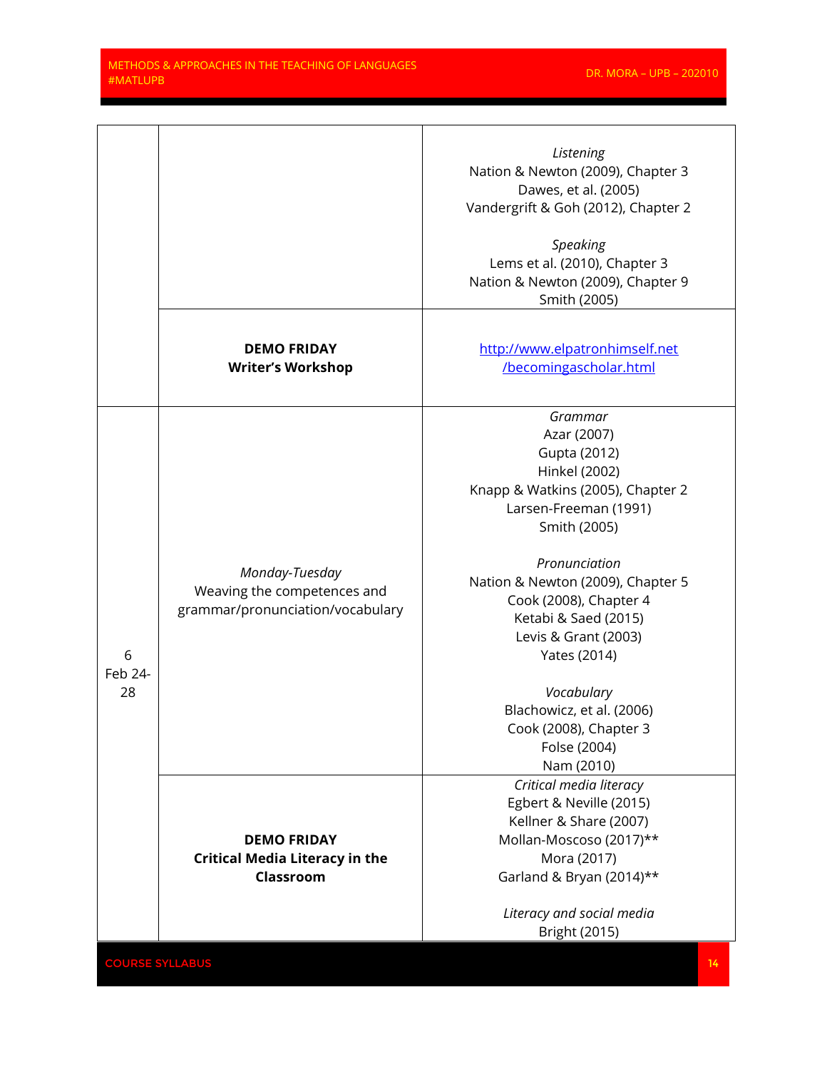| | | |
|---|---|---|
| | | *Listening*<br>Nation & Newton (2009), Chapter 3<br>Dawes, et al. (2005)<br>Vandergrift & Goh (2012), Chapter 2<br><br>*Speaking*<br>Lems et al. (2010), Chapter 3<br>Nation & Newton (2009), Chapter 9<br>Smith (2005) |
| | **DEMO FRIDAY**<br>**Writer's Workshop** | [http://www.elpatronhimself.net/becomingascholar.html](http://www.elpatronhimself.net/becomingascholar.html) |
| 6<br>Feb 24-28 | *Monday-Tuesday*<br>Weaving the competences and grammar/pronunciation/vocabulary | *Grammar*<br>Azar (2007)<br>Gupta (2012)<br>Hinkel (2002)<br>Knapp & Watkins (2005), Chapter 2<br>Larsen-Freeman (1991)<br>Smith (2005)<br><br>*Pronunciation*<br>Nation & Newton (2009), Chapter 5<br>Cook (2008), Chapter 4<br>Ketabi & Saed (2015)<br>Levis & Grant (2003)<br>Yates (2014)<br><br>*Vocabulary*<br>Blachowicz, et al. (2006)<br>Cook (2008), Chapter 3<br>Folse (2004)<br>Nam (2010) |
| | **DEMO FRIDAY**<br>**Critical Media Literacy in the Classroom** | *Critical media literacy*<br>Egbert & Neville (2015)<br>Kellner & Share (2007)<br>Mollan-Moscoso (2017)**<br>Mora (2017)<br>Garland & Bryan (2014)**<br><br>*Literacy and social media*<br>Bright (2015) |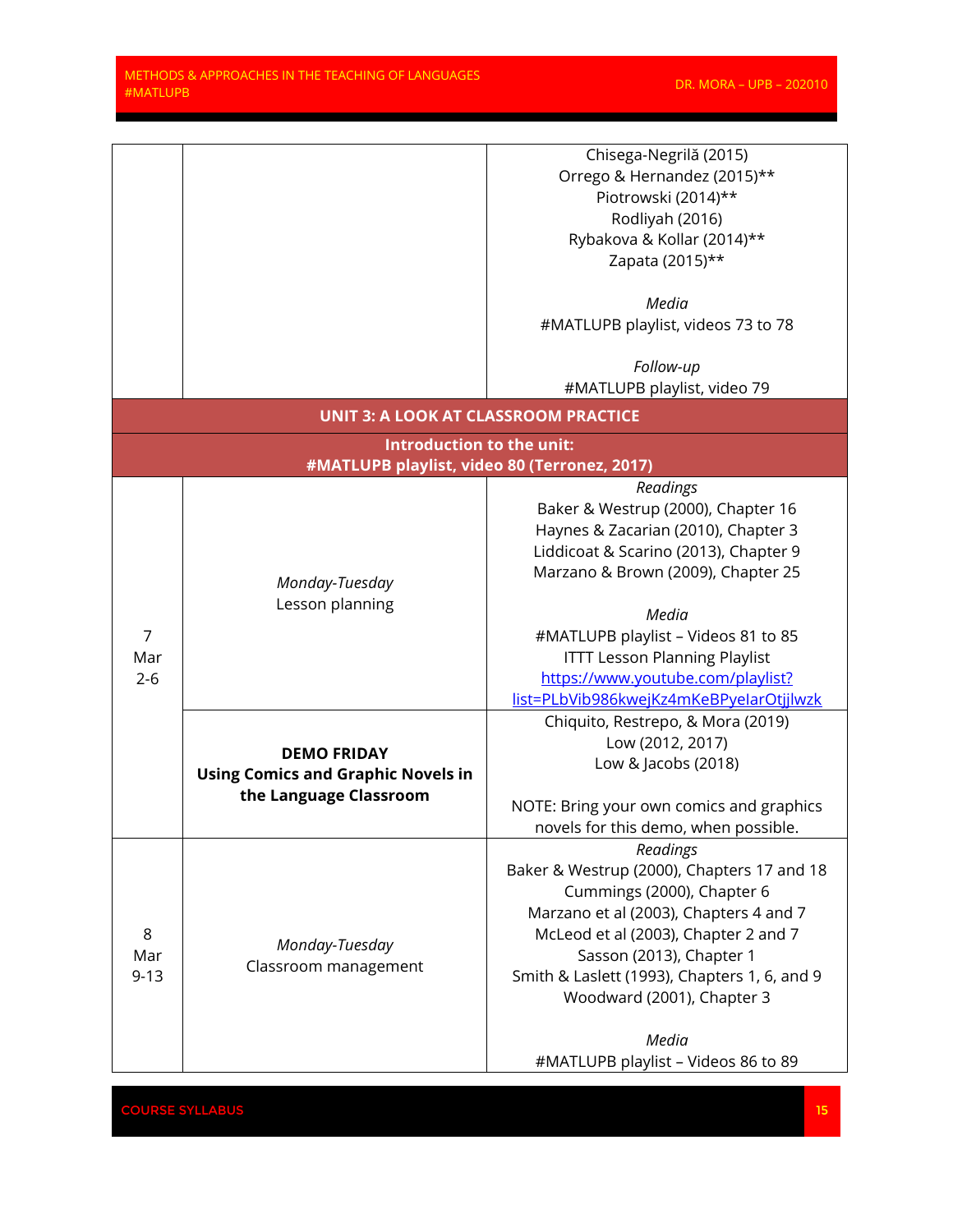| | | |
|---|---|---|
| | | Chisega-Negrilă (2015)<br>Orrego & Hernandez (2015)**<br>Piotrowski (2014)**<br>Rodliyah (2016)<br>Rybakova & Kollar (2014)**<br>Zapata (2015)**<br><br>*Media*<br>#MATLUPB playlist, videos 73 to 78<br><br>*Follow-up*<br>#MATLUPB playlist, video 79 |
| **UNIT 3: A LOOK AT CLASSROOM PRACTICE** | | |
| **Introduction to the unit:<br>#MATLUPB playlist, video 80 (Terronez, 2017)** | | |
| 7<br>Mar<br>2-6 | *Monday-Tuesday*<br>Lesson planning | *Readings*<br>Baker & Westrup (2000), Chapter 16<br>Haynes & Zacarian (2010), Chapter 3<br>Liddicoat & Scarino (2013), Chapter 9<br>Marzano & Brown (2009), Chapter 25<br><br>*Media*<br>#MATLUPB playlist – Videos 81 to 85<br>ITTT Lesson Planning Playlist<br>[https://www.youtube.com/playlist?list=PLbVib986kwejKz4mKeBPyeIarOtjjlwzk](https://www.youtube.com/playlist?list=PLbVib986kwejKz4mKeBPyeIarOtjjlwzk) |
| | **DEMO FRIDAY<br>Using Comics and Graphic Novels in the Language Classroom** | Chiquito, Restrepo, & Mora (2019)<br>Low (2012, 2017)<br>Low & Jacobs (2018)<br><br>NOTE: Bring your own comics and graphics novels for this demo, when possible. |
| 8<br>Mar<br>9-13 | *Monday-Tuesday*<br>Classroom management | *Readings*<br>Baker & Westrup (2000), Chapters 17 and 18<br>Cummings (2000), Chapter 6<br>Marzano et al (2003), Chapters 4 and 7<br>McLeod et al (2003), Chapter 2 and 7<br>Sasson (2013), Chapter 1<br>Smith & Laslett (1993), Chapters 1, 6, and 9<br>Woodward (2001), Chapter 3<br><br>*Media*<br>#MATLUPB playlist – Videos 86 to 89 |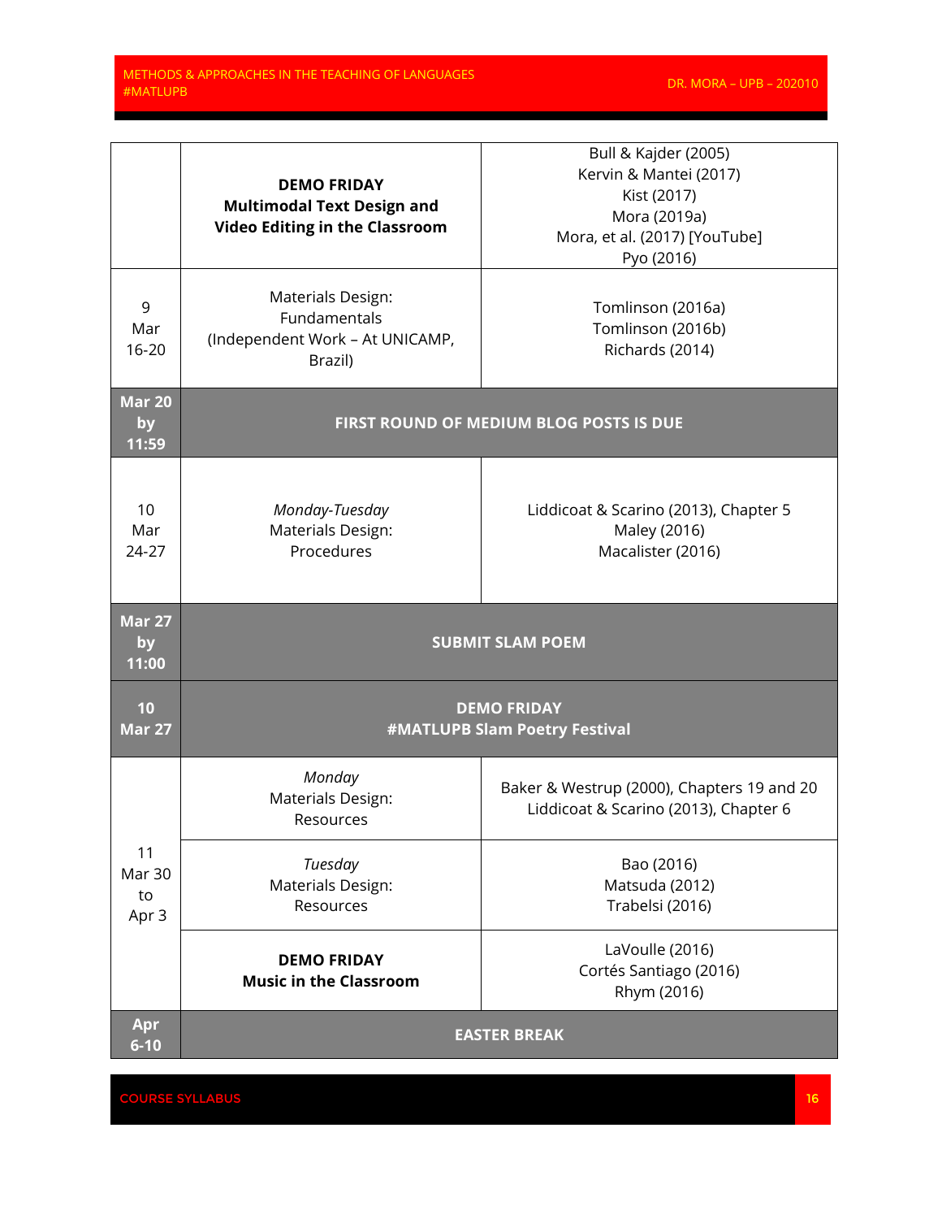| | | |
|---|---|---|
| | **DEMO FRIDAY**<br>**Multimodal Text Design and Video Editing in the Classroom** | Bull & Kajder (2005)<br>Kervin & Mantei (2017)<br>Kist (2017)<br>Mora (2019a)<br>Mora, et al. (2017) [YouTube]<br>Pyo (2016) |
| 9<br>Mar<br>16-20 | Materials Design:<br>Fundamentals<br>(Independent Work – At UNICAMP, Brazil) | Tomlinson (2016a)<br>Tomlinson (2016b)<br>Richards (2014) |
| **Mar 20 by 11:59** | **FIRST ROUND OF MEDIUM BLOG POSTS IS DUE** | |
| 10<br>Mar<br>24-27 | *Monday-Tuesday*<br>Materials Design:<br>Procedures | Liddicoat & Scarino (2013), Chapter 5<br>Maley (2016)<br>Macalister (2016) |
| **Mar 27 by 11:00** | **SUBMIT SLAM POEM** | |
| **10<br>Mar 27** | **DEMO FRIDAY**<br>**#MATLUPB Slam Poetry Festival** | |
| 11<br>Mar 30<br>to<br>Apr 3 | *Monday*<br>Materials Design:<br>Resources | Baker & Westrup (2000), Chapters 19 and 20<br>Liddicoat & Scarino (2013), Chapter 6 |
| | *Tuesday*<br>Materials Design:<br>Resources | Bao (2016)<br>Matsuda (2012)<br>Trabelsi (2016) |
| | **DEMO FRIDAY**<br>**Music in the Classroom** | LaVoulle (2016)<br>Cortés Santiago (2016)<br>Rhym (2016) |
| **Apr 6-10** | **EASTER BREAK** | |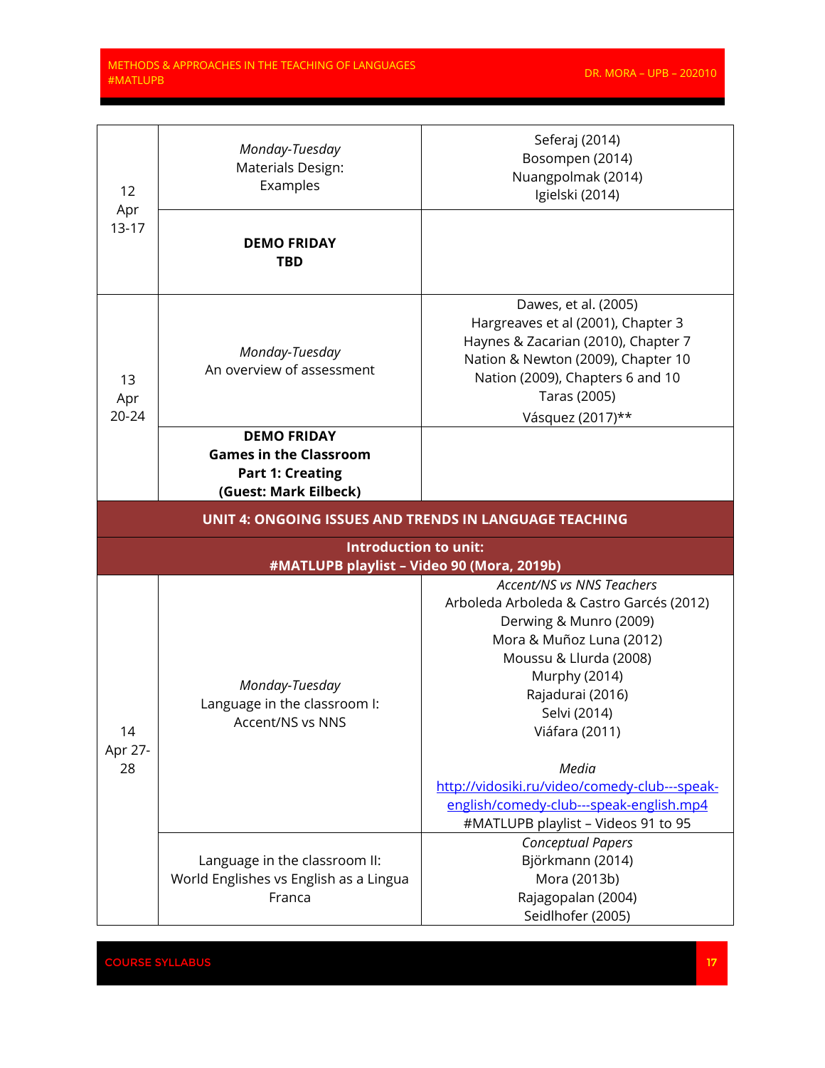| | | |
|---|---|---|
| 12<br>Apr<br>13-17 | *Monday-Tuesday*<br>Materials Design:<br>Examples | Seferaj (2014)<br>Bosompen (2014)<br>Nuangpolmak (2014)<br>Igielski (2014) |
| | **DEMO FRIDAY**<br>**TBD** | |
| 13<br>Apr<br>20-24 | *Monday-Tuesday*<br>An overview of assessment | Dawes, et al. (2005)<br>Hargreaves et al (2001), Chapter 3<br>Haynes & Zacarian (2010), Chapter 7<br>Nation & Newton (2009), Chapter 10<br>Nation (2009), Chapters 6 and 10<br>Taras (2005)<br>Vásquez (2017)** |
| | **DEMO FRIDAY**<br>**Games in the Classroom**<br>**Part 1: Creating**<br>**(Guest: Mark Eilbeck)** | |
| **UNIT 4: ONGOING ISSUES AND TRENDS IN LANGUAGE TEACHING** | | |
| **Introduction to unit:**<br>**#MATLUPB playlist – Video 90 (Mora, 2019b)** | | |
| 14<br>Apr 27-<br>28 | *Monday-Tuesday*<br>Language in the classroom I:<br>Accent/NS vs NNS | *Accent/NS vs NNS Teachers*<br>Arboleda Arboleda & Castro Garcés (2012)<br>Derwing & Munro (2009)<br>Mora & Muñoz Luna (2012)<br>Moussu & Llurda (2008)<br>Murphy (2014)<br>Rajadurai (2016)<br>Selvi (2014)<br>Viáfara (2011)<br><br>*Media*<br>http://vidosiki.ru/video/comedy-club---speak-english/comedy-club---speak-english.mp4<br>#MATLUPB playlist – Videos 91 to 95 |
| | Language in the classroom II:<br>World Englishes vs English as a Lingua Franca | *Conceptual Papers*<br>Björkmann (2014)<br>Mora (2013b)<br>Rajagopalan (2004)<br>Seidlhofer (2005) |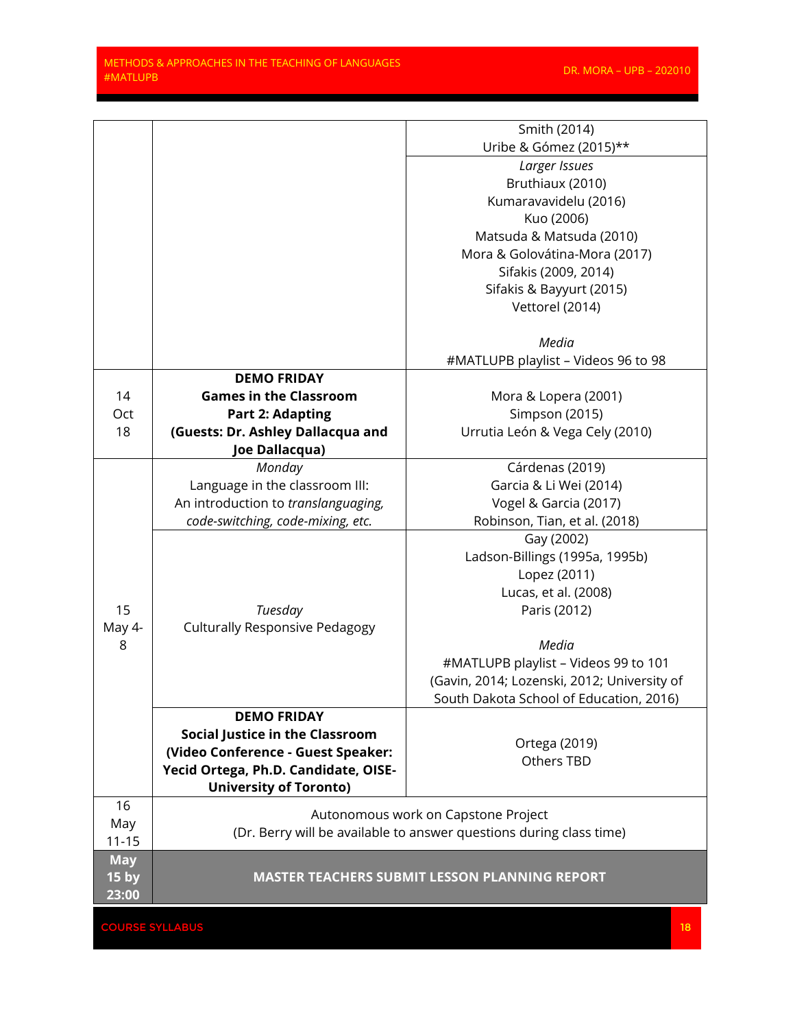| | | |
|---|---|---|
| | | Smith (2014)<br>Uribe & Gómez (2015)** |
| | | *Larger Issues*<br>Bruthiaux (2010)<br>Kumaravavidelu (2016)<br>Kuo (2006)<br>Matsuda & Matsuda (2010)<br>Mora & Golovátina-Mora (2017)<br>Sifakis (2009, 2014)<br>Sifakis & Bayyurt (2015)<br>Vettorel (2014)<br><br>*Media*<br>#MATLUPB playlist – Videos 96 to 98 |
| 14<br>Oct<br>18 | **DEMO FRIDAY**<br>**Games in the Classroom**<br>**Part 2: Adapting**<br>**(Guests: Dr. Ashley Dallacqua and Joe Dallacqua)** | Mora & Lopera (2001)<br>Simpson (2015)<br>Urrutia León & Vega Cely (2010) |
| 15<br>May 4-8 | *Monday*<br>Language in the classroom III:<br>An introduction to *translanguaging, code-switching, code-mixing, etc.* | Cárdenas (2019)<br>Garcia & Li Wei (2014)<br>Vogel & Garcia (2017)<br>Robinson, Tian, et al. (2018) |
| | *Tuesday*<br>Culturally Responsive Pedagogy | Gay (2002)<br>Ladson-Billings (1995a, 1995b)<br>Lopez (2011)<br>Lucas, et al. (2008)<br>Paris (2012)<br><br>*Media*<br>#MATLUPB playlist – Videos 99 to 101<br>(Gavin, 2014; Lozenski, 2012; University of South Dakota School of Education, 2016) |
| | **DEMO FRIDAY**<br>**Social Justice in the Classroom**<br>**(Video Conference - Guest Speaker: Yecid Ortega, Ph.D. Candidate, OISE-University of Toronto)** | Ortega (2019)<br>Others TBD |
| 16<br>May<br>11-15 | Autonomous work on Capstone Project<br>(Dr. Berry will be available to answer questions during class time) | |
| **May 15 by 23:00** | **MASTER TEACHERS SUBMIT LESSON PLANNING REPORT** | |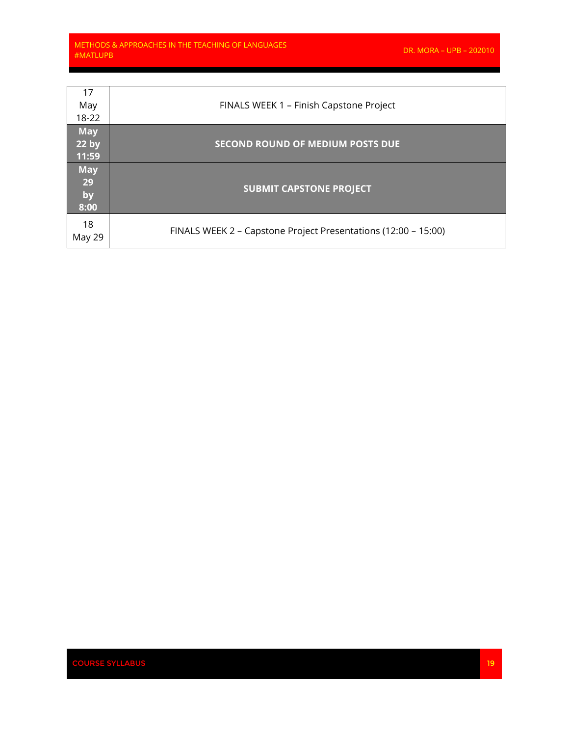| | |
|---|---|
| 17 May 18-22 | FINALS WEEK 1 – Finish Capstone Project |
| **May 22 by 11:59** | **SECOND ROUND OF MEDIUM POSTS DUE** |
| **May 29 by 8:00** | **SUBMIT CAPSTONE PROJECT** |
| 18 May 29 | FINALS WEEK 2 – Capstone Project Presentations (12:00 – 15:00) |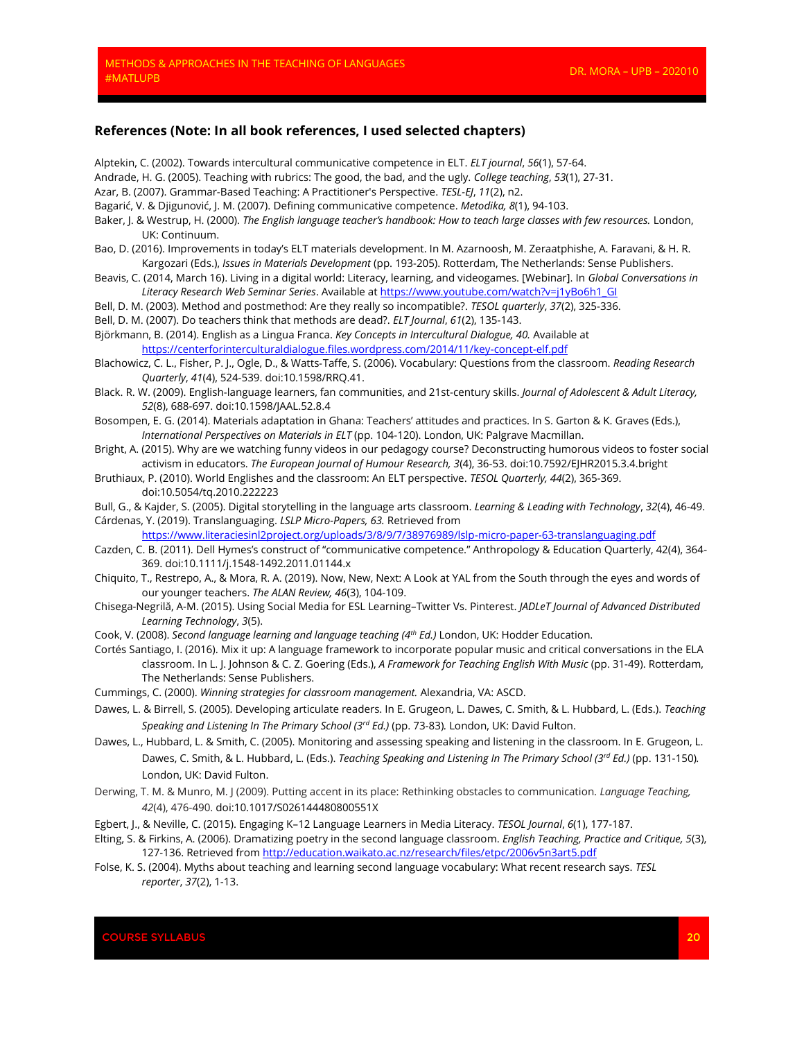## References (Note: In all book references, I used selected chapters)

Alptekin, C. (2002). Towards intercultural communicative competence in ELT. *ELT journal*, *56*(1), 57-64.

Andrade, H. G. (2005). Teaching with rubrics: The good, the bad, and the ugly. *College teaching*, *53*(1), 27-31.

Azar, B. (2007). Grammar-Based Teaching: A Practitioner's Perspective. *TESL-EJ*, *11*(2), n2.

Bagarić, V. & Djigunović, J. M. (2007). Defining communicative competence. *Metodika, 8*(1), 94-103.

Baker, J. & Westrup, H. (2000). *The English language teacher's handbook: How to teach large classes with few resources.* London, UK: Continuum.

Bao, D. (2016). Improvements in today's ELT materials development. In M. Azarnoosh, M. Zeraatphishe, A. Faravani, & H. R. Kargozari (Eds.), *Issues in Materials Development* (pp. 193-205). Rotterdam, The Netherlands: Sense Publishers.

Beavis, C. (2014, March 16). Living in a digital world: Literacy, learning, and videogames. [Webinar]. In *Global Conversations in Literacy Research Web Seminar Series*. Available at https://www.youtube.com/watch?v=j1yBo6h1_GI

Bell, D. M. (2003). Method and postmethod: Are they really so incompatible?. *TESOL quarterly*, *37*(2), 325-336.

Bell, D. M. (2007). Do teachers think that methods are dead?. *ELT Journal*, *61*(2), 135-143.

Björkmann, B. (2014). English as a Lingua Franca. *Key Concepts in Intercultural Dialogue, 40.* Available at https://centerforinterculturaldialogue.files.wordpress.com/2014/11/key-concept-elf.pdf

Blachowicz, C. L., Fisher, P. J., Ogle, D., & Watts-Taffe, S. (2006). Vocabulary: Questions from the classroom. *Reading Research Quarterly*, *41*(4), 524-539. doi:10.1598/RRQ.41.

Black. R. W. (2009). English-language learners, fan communities, and 21st-century skills. *Journal of Adolescent & Adult Literacy, 52*(8), 688-697. doi:10.1598/JAAL.52.8.4

Bosompen, E. G. (2014). Materials adaptation in Ghana: Teachers' attitudes and practices. In S. Garton & K. Graves (Eds.), *International Perspectives on Materials in ELT* (pp. 104-120). London, UK: Palgrave Macmillan.

Bright, A. (2015). Why are we watching funny videos in our pedagogy course? Deconstructing humorous videos to foster social activism in educators. *The European Journal of Humour Research, 3*(4), 36-53. doi:10.7592/EJHR2015.3.4.bright

Bruthiaux, P. (2010). World Englishes and the classroom: An ELT perspective. *TESOL Quarterly, 44*(2), 365-369. doi:10.5054/tq.2010.222223

Bull, G., & Kajder, S. (2005). Digital storytelling in the language arts classroom. *Learning & Leading with Technology*, *32*(4), 46-49.

Cárdenas, Y. (2019). Translanguaging. *LSLP Micro-Papers, 63.* Retrieved from https://www.literaciesinl2project.org/uploads/3/8/9/7/38976989/lslp-micro-paper-63-translanguaging.pdf

Cazden, C. B. (2011). Dell Hymes's construct of "communicative competence." Anthropology & Education Quarterly, 42(4), 364-369. doi:10.1111/j.1548-1492.2011.01144.x

Chiquito, T., Restrepo, A., & Mora, R. A. (2019). Now, New, Next: A Look at YAL from the South through the eyes and words of our younger teachers. *The ALAN Review, 46*(3), 104-109.

Chisega-Negrilă, A-M. (2015). Using Social Media for ESL Learning–Twitter Vs. Pinterest. *JADLeT Journal of Advanced Distributed Learning Technology*, *3*(5).

Cook, V. (2008). *Second language learning and language teaching (4th Ed.)* London, UK: Hodder Education.

Cortés Santiago, I. (2016). Mix it up: A language framework to incorporate popular music and critical conversations in the ELA classroom. In L. J. Johnson & C. Z. Goering (Eds.), *A Framework for Teaching English With Music* (pp. 31-49). Rotterdam, The Netherlands: Sense Publishers.

Cummings, C. (2000). *Winning strategies for classroom management.* Alexandria, VA: ASCD.

Dawes, L. & Birrell, S. (2005). Developing articulate readers. In E. Grugeon, L. Dawes, C. Smith, & L. Hubbard, L. (Eds.). *Teaching Speaking and Listening In The Primary School (3rd Ed.)* (pp. 73-83)*.* London, UK: David Fulton.

Dawes, L., Hubbard, L. & Smith, C. (2005). Monitoring and assessing speaking and listening in the classroom. In E. Grugeon, L. Dawes, C. Smith, & L. Hubbard, L. (Eds.). *Teaching Speaking and Listening In The Primary School (3rd Ed.)* (pp. 131-150)*.* London, UK: David Fulton.

Derwing, T. M. & Munro, M. J (2009). Putting accent in its place: Rethinking obstacles to communication. *Language Teaching, 42*(4), 476-490. doi:10.1017/S026144480800551X

Egbert, J., & Neville, C. (2015). Engaging K–12 Language Learners in Media Literacy. *TESOL Journal*, *6*(1), 177-187.

Elting, S. & Firkins, A. (2006). Dramatizing poetry in the second language classroom. *English Teaching, Practice and Critique, 5*(3), 127-136. Retrieved from http://education.waikato.ac.nz/research/files/etpc/2006v5n3art5.pdf

Folse, K. S. (2004). Myths about teaching and learning second language vocabulary: What recent research says. *TESL reporter*, *37*(2), 1-13.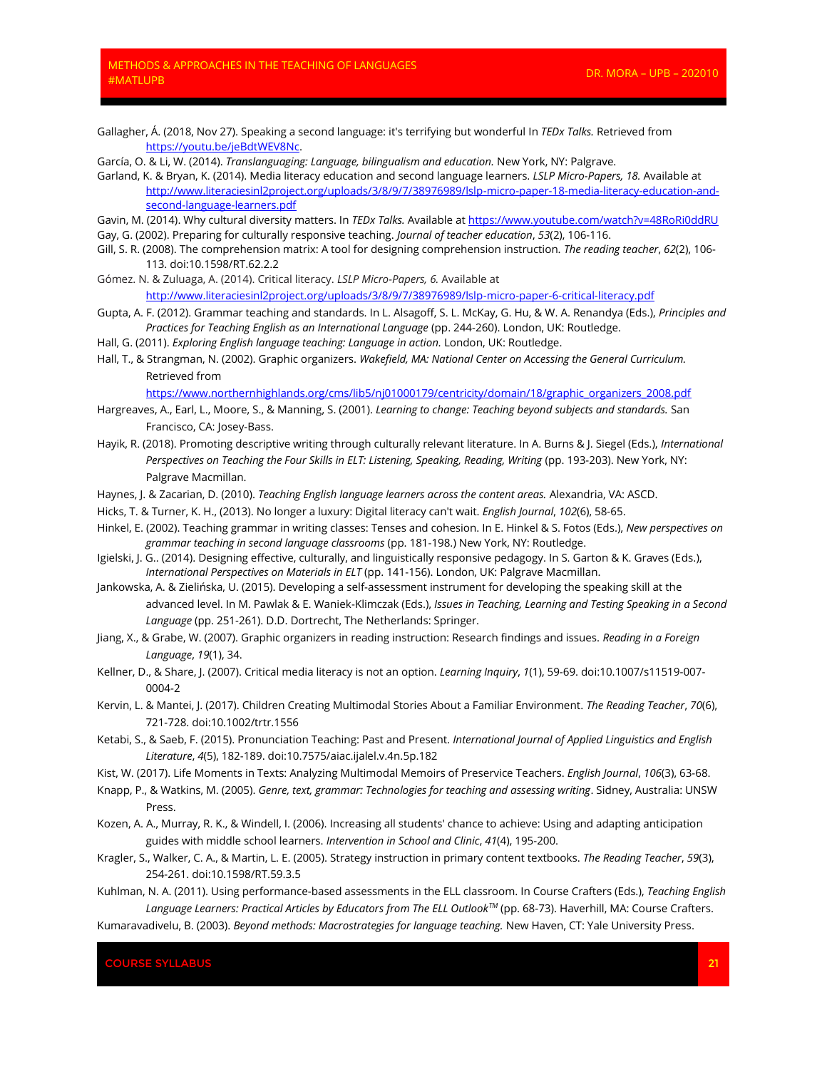Gallagher, Á. (2018, Nov 27). Speaking a second language: it's terrifying but wonderful In *TEDx Talks.* Retrieved from https://youtu.be/jeBdtWEV8Nc.

García, O. & Li, W. (2014). *Translanguaging: Language, bilingualism and education.* New York, NY: Palgrave.

Garland, K. & Bryan, K. (2014). Media literacy education and second language learners. *LSLP Micro-Papers, 18.* Available at http://www.literaciesinl2project.org/uploads/3/8/9/7/38976989/lslp-micro-paper-18-media-literacy-education-and-second-language-learners.pdf

Gavin, M. (2014). Why cultural diversity matters. In *TEDx Talks.* Available at https://www.youtube.com/watch?v=48RoRi0ddRU

Gay, G. (2002). Preparing for culturally responsive teaching. *Journal of teacher education*, *53*(2), 106-116.

Gill, S. R. (2008). The comprehension matrix: A tool for designing comprehension instruction. *The reading teacher*, *62*(2), 106-113. doi:10.1598/RT.62.2.2

Gómez. N. & Zuluaga, A. (2014). Critical literacy. *LSLP Micro-Papers, 6.* Available at http://www.literaciesinl2project.org/uploads/3/8/9/7/38976989/lslp-micro-paper-6-critical-literacy.pdf

Gupta, A. F. (2012). Grammar teaching and standards. In L. Alsagoff, S. L. McKay, G. Hu, & W. A. Renandya (Eds.), *Principles and Practices for Teaching English as an International Language* (pp. 244-260). London, UK: Routledge.

Hall, G. (2011). *Exploring English language teaching: Language in action.* London, UK: Routledge.

Hall, T., & Strangman, N. (2002). Graphic organizers. *Wakefield, MA: National Center on Accessing the General Curriculum.* Retrieved from https://www.northernhighlands.org/cms/lib5/nj01000179/centricity/domain/18/graphic_organizers_2008.pdf

Hargreaves, A., Earl, L., Moore, S., & Manning, S. (2001). *Learning to change: Teaching beyond subjects and standards.* San Francisco, CA: Josey-Bass.

Hayik, R. (2018). Promoting descriptive writing through culturally relevant literature. In A. Burns & J. Siegel (Eds.), *International Perspectives on Teaching the Four Skills in ELT: Listening, Speaking, Reading, Writing* (pp. 193-203). New York, NY: Palgrave Macmillan.

Haynes, J. & Zacarian, D. (2010). *Teaching English language learners across the content areas.* Alexandria, VA: ASCD.

Hicks, T. & Turner, K. H., (2013). No longer a luxury: Digital literacy can't wait. *English Journal*, *102*(6), 58-65.

Hinkel, E. (2002). Teaching grammar in writing classes: Tenses and cohesion. In E. Hinkel & S. Fotos (Eds.), *New perspectives on grammar teaching in second language classrooms* (pp. 181-198.) New York, NY: Routledge.

Igielski, J. G.. (2014). Designing effective, culturally, and linguistically responsive pedagogy. In S. Garton & K. Graves (Eds.), *International Perspectives on Materials in ELT* (pp. 141-156). London, UK: Palgrave Macmillan.

Jankowska, A. & Zielińska, U. (2015). Developing a self-assessment instrument for developing the speaking skill at the advanced level. In M. Pawlak & E. Waniek-Klimczak (Eds.), *Issues in Teaching, Learning and Testing Speaking in a Second Language* (pp. 251-261). D.D. Dortrecht, The Netherlands: Springer.

Jiang, X., & Grabe, W. (2007). Graphic organizers in reading instruction: Research findings and issues. *Reading in a Foreign Language*, *19*(1), 34.

Kellner, D., & Share, J. (2007). Critical media literacy is not an option. *Learning Inquiry*, *1*(1), 59-69. doi:10.1007/s11519-007-0004-2

Kervin, L. & Mantei, J. (2017). Children Creating Multimodal Stories About a Familiar Environment. *The Reading Teacher*, *70*(6), 721-728. doi:10.1002/trtr.1556

Ketabi, S., & Saeb, F. (2015). Pronunciation Teaching: Past and Present. *International Journal of Applied Linguistics and English Literature*, *4*(5), 182-189. doi:10.7575/aiac.ijalel.v.4n.5p.182

Kist, W. (2017). Life Moments in Texts: Analyzing Multimodal Memoirs of Preservice Teachers. *English Journal*, *106*(3), 63-68.

Knapp, P., & Watkins, M. (2005). *Genre, text, grammar: Technologies for teaching and assessing writing*. Sidney, Australia: UNSW Press.

Kozen, A. A., Murray, R. K., & Windell, I. (2006). Increasing all students' chance to achieve: Using and adapting anticipation guides with middle school learners. *Intervention in School and Clinic*, *41*(4), 195-200.

Kragler, S., Walker, C. A., & Martin, L. E. (2005). Strategy instruction in primary content textbooks. *The Reading Teacher*, *59*(3), 254-261. doi:10.1598/RT.59.3.5

Kuhlman, N. A. (2011). Using performance-based assessments in the ELL classroom. In Course Crafters (Eds.), *Teaching English Language Learners: Practical Articles by Educators from The ELL Outlook™* (pp. 68-73). Haverhill, MA: Course Crafters.

Kumaravadivelu, B. (2003). *Beyond methods: Macrostrategies for language teaching.* New Haven, CT: Yale University Press.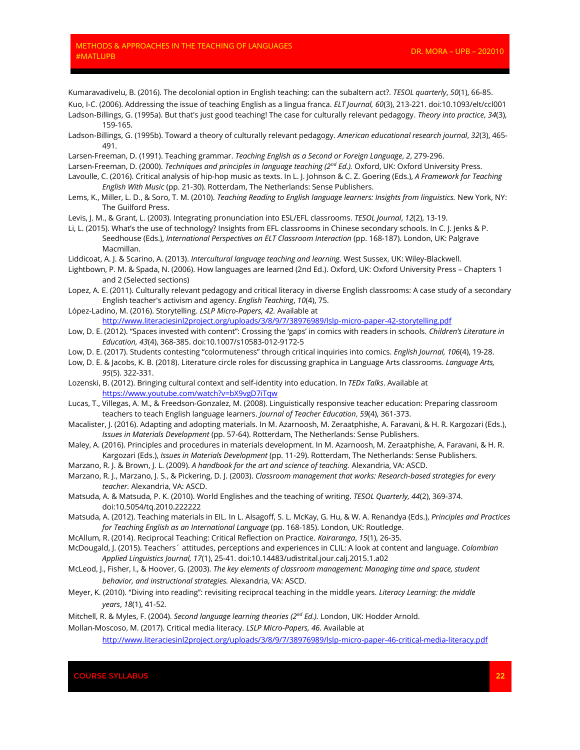Kumaravadivelu, B. (2016). The decolonial option in English teaching: can the subaltern act?. *TESOL quarterly*, *50*(1), 66-85.

Kuo, I-C. (2006). Addressing the issue of teaching English as a lingua franca. *ELT Journal, 60*(3), 213-221. doi:10.1093/elt/ccl001

Ladson-Billings, G. (1995a). But that's just good teaching! The case for culturally relevant pedagogy. *Theory into practice*, *34*(3), 159-165.

Ladson-Billings, G. (1995b). Toward a theory of culturally relevant pedagogy. *American educational research journal*, *32*(3), 465-491.

Larsen-Freeman, D. (1991). Teaching grammar. *Teaching English as a Second or Foreign Language*, *2*, 279-296.

Larsen-Freeman, D. (2000). *Techniques and principles in language teaching (2nd Ed.).* Oxford, UK: Oxford University Press.

Lavoulle, C. (2016). Critical analysis of hip-hop music as texts. In L. J. Johnson & C. Z. Goering (Eds.), *A Framework for Teaching English With Music* (pp. 21-30). Rotterdam, The Netherlands: Sense Publishers.

Lems, K., Miller, L. D., & Soro, T. M. (2010). *Teaching Reading to English language learners: Insights from linguistics.* New York, NY: The Guilford Press.

Levis, J. M., & Grant, L. (2003). Integrating pronunciation into ESL/EFL classrooms. *TESOL Journal*, *12*(2), 13-19.

Li, L. (2015). What's the use of technology? Insights from EFL classrooms in Chinese secondary schools. In C. J. Jenks & P. Seedhouse (Eds.), *International Perspectives on ELT Classroom Interaction* (pp. 168-187). London, UK: Palgrave Macmillan.

Liddicoat, A. J. & Scarino, A. (2013). *Intercultural language teaching and learning.* West Sussex, UK: Wiley-Blackwell.

Lightbown, P. M. & Spada, N. (2006). How languages are learned (2nd Ed.). Oxford, UK: Oxford University Press – Chapters 1 and 2 (Selected sections)

Lopez, A. E. (2011). Culturally relevant pedagogy and critical literacy in diverse English classrooms: A case study of a secondary English teacher's activism and agency. *English Teaching*, *10*(4), 75.

López-Ladino, M. (2016). Storytelling. *LSLP Micro-Papers, 42.* Available at http://www.literaciesinl2project.org/uploads/3/8/9/7/38976989/lslp-micro-paper-42-storytelling.pdf

Low, D. E. (2012). "Spaces invested with content": Crossing the 'gaps' in comics with readers in schools. *Children's Literature in Education, 43*(4), 368-385. doi:10.1007/s10583-012-9172-5

Low, D. E. (2017). Students contesting "colormuteness" through critical inquiries into comics. *English Journal, 106*(4), 19-28.

Low, D. E. & Jacobs, K. B. (2018). Literature circle roles for discussing graphica in Language Arts classrooms. *Language Arts, 95*(5). 322-331.

Lozenski, B. (2012). Bringing cultural context and self-identity into education. In *TEDx Talks*. Available at https://www.youtube.com/watch?v=bX9vgD7iTqw

Lucas, T., Villegas, A. M., & Freedson-Gonzalez, M. (2008). Linguistically responsive teacher education: Preparing classroom teachers to teach English language learners. *Journal of Teacher Education*, *59*(4), 361-373.

Macalister, J. (2016). Adapting and adopting materials. In M. Azarnoosh, M. Zeraatphishe, A. Faravani, & H. R. Kargozari (Eds.), *Issues in Materials Development* (pp. 57-64). Rotterdam, The Netherlands: Sense Publishers.

Maley, A. (2016). Principles and procedures in materials development. In M. Azarnoosh, M. Zeraatphishe, A. Faravani, & H. R. Kargozari (Eds.), *Issues in Materials Development* (pp. 11-29). Rotterdam, The Netherlands: Sense Publishers.

Marzano, R. J. & Brown, J. L. (2009). *A handbook for the art and science of teaching.* Alexandria, VA: ASCD.

Marzano, R. J., Marzano, J. S., & Pickering, D. J. (2003). *Classroom management that works: Research-based strategies for every teacher.* Alexandria, VA: ASCD.

Matsuda, A. & Matsuda, P. K. (2010). World Englishes and the teaching of writing. *TESOL Quarterly, 44*(2), 369-374. doi:10.5054/tq.2010.222222

Matsuda, A. (2012). Teaching materials in EIL. In L. Alsagoff, S. L. McKay, G. Hu, & W. A. Renandya (Eds.), *Principles and Practices for Teaching English as an International Language* (pp. 168-185). London, UK: Routledge.

McAllum, R. (2014). Reciprocal Teaching: Critical Reflection on Practice. *Kairaranga*, *15*(1), 26-35.

McDougald, J. (2015). Teachers´ attitudes, perceptions and experiences in CLIL: A look at content and language. *Colombian Applied Linguistics Journal, 17*(1), 25-41. doi:10.14483/udistrital.jour.calj.2015.1.a02

McLeod, J., Fisher, I., & Hoover, G. (2003). *The key elements of classroom management: Managing time and space, student behavior, and instructional strategies.* Alexandria, VA: ASCD.

Meyer, K. (2010). "Diving into reading": revisiting reciprocal teaching in the middle years. *Literacy Learning: the middle years*, *18*(1), 41-52.

Mitchell, R. & Myles, F. (2004). *Second language learning theories (2nd Ed.).* London, UK: Hodder Arnold.

Mollan-Moscoso, M. (2017). Critical media literacy. *LSLP Micro-Papers, 46.* Available at http://www.literaciesinl2project.org/uploads/3/8/9/7/38976989/lslp-micro-paper-46-critical-media-literacy.pdf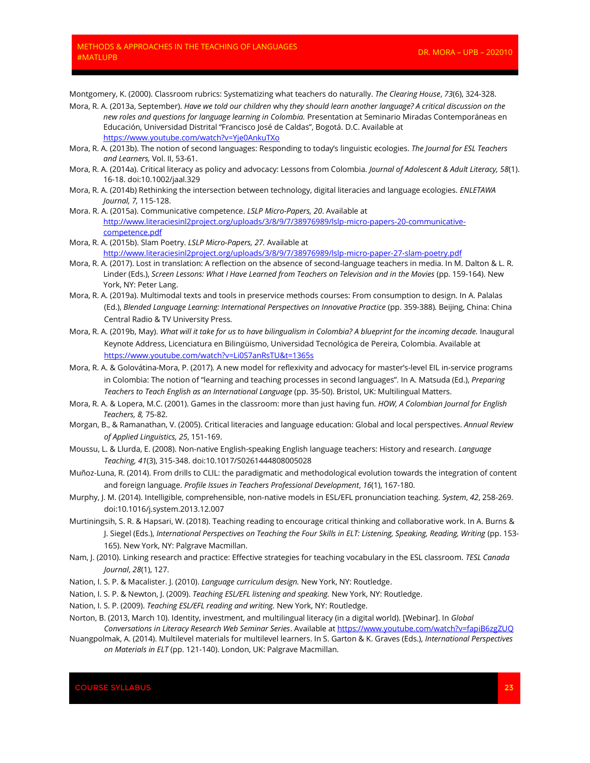Montgomery, K. (2000). Classroom rubrics: Systematizing what teachers do naturally. *The Clearing House*, *73*(6), 324-328.

Mora, R. A. (2013a, September). *Have we told our children* why *they should learn another language? A critical discussion on the new roles and questions for language learning in Colombia.* Presentation at Seminario Miradas Contemporáneas en Educación, Universidad Distrital "Francisco José de Caldas", Bogotá. D.C. Available at https://www.youtube.com/watch?v=Yje0AnkuTXo

Mora, R. A. (2013b). The notion of second languages: Responding to today's linguistic ecologies. *The Journal for ESL Teachers and Learners,* Vol. II, 53-61.

Mora, R. A. (2014a). Critical literacy as policy and advocacy: Lessons from Colombia. *Journal of Adolescent & Adult Literacy, 58*(1). 16-18. doi:10.1002/jaal.329

Mora, R. A. (2014b) Rethinking the intersection between technology, digital literacies and language ecologies. *ENLETAWA Journal, 7,* 115-128.

Mora. R. A. (2015a). Communicative competence. *LSLP Micro-Papers, 20*. Available at http://www.literaciesinl2project.org/uploads/3/8/9/7/38976989/lslp-micro-papers-20-communicative-competence.pdf

Mora, R. A. (2015b). Slam Poetry. *LSLP Micro-Papers, 27.* Available at http://www.literaciesinl2project.org/uploads/3/8/9/7/38976989/lslp-micro-paper-27-slam-poetry.pdf

Mora, R. A. (2017). Lost in translation: A reflection on the absence of second-language teachers in media. In M. Dalton & L. R. Linder (Eds.), *Screen Lessons: What I Have Learned from Teachers on Television and in the Movies* (pp. 159-164). New York, NY: Peter Lang.

Mora, R. A. (2019a). Multimodal texts and tools in preservice methods courses: From consumption to design. In A. Palalas (Ed.), *Blended Language Learning: International Perspectives on Innovative Practice* (pp. 359-388)*.* Beijing, China: China Central Radio & TV University Press*.*

Mora, R. A. (2019b, May). *What will it take for us to have bilingualism in Colombia? A blueprint for the incoming decade.* Inaugural Keynote Address, Licenciatura en Bilingüismo, Universidad Tecnológica de Pereira, Colombia. Available at https://www.youtube.com/watch?v=Li0S7anRsTU&t=1365s

Mora, R. A. & Golovátina-Mora, P. (2017)*.* A new model for reflexivity and advocacy for master's-level EIL in-service programs in Colombia: The notion of "learning and teaching processes in second languages"*.* In A. Matsuda (Ed.), *Preparing Teachers to Teach English as an International Language* (pp. 35-50). Bristol, UK: Multilingual Matters.

Mora, R. A. & Lopera, M.C. (2001). Games in the classroom: more than just having fun. *HOW, A Colombian Journal for English Teachers, 8,* 75-82.

Morgan, B., & Ramanathan, V. (2005). Critical literacies and language education: Global and local perspectives. *Annual Review of Applied Linguistics, 25*, 151-169.

Moussu, L. & Llurda, E. (2008). Non-native English-speaking English language teachers: History and research. *Language Teaching, 41*(3), 315-348. doi:10.1017/S0261444808005028

Muñoz-Luna, R. (2014). From drills to CLIL: the paradigmatic and methodological evolution towards the integration of content and foreign language. *Profile Issues in Teachers Professional Development*, *16*(1), 167-180.

Murphy, J. M. (2014). Intelligible, comprehensible, non-native models in ESL/EFL pronunciation teaching. *System*, *42*, 258-269. doi:10.1016/j.system.2013.12.007

Murtiningsih, S. R. & Hapsari, W. (2018). Teaching reading to encourage critical thinking and collaborative work. In A. Burns & J. Siegel (Eds.), *International Perspectives on Teaching the Four Skills in ELT: Listening, Speaking, Reading, Writing* (pp. 153-165). New York, NY: Palgrave Macmillan.

Nam, J. (2010). Linking research and practice: Effective strategies for teaching vocabulary in the ESL classroom. *TESL Canada Journal*, *28*(1), 127.

Nation, I. S. P. & Macalister. J. (2010). *Language curriculum design.* New York, NY: Routledge.

Nation, I. S. P. & Newton, J. (2009). *Teaching ESL/EFL listening and speaking.* New York, NY: Routledge.

Nation, I. S. P. (2009). *Teaching ESL/EFL reading and writing.* New York, NY: Routledge.

Norton, B. (2013, March 10). Identity, investment, and multilingual literacy (in a digital world). [Webinar]. In *Global Conversations in Literacy Research Web Seminar Series*. Available at https://www.youtube.com/watch?v=fapiB6zgZUQ

Nuangpolmak, A. (2014). Multilevel materials for multilevel learners. In S. Garton & K. Graves (Eds.), *International Perspectives on Materials in ELT* (pp. 121-140). London, UK: Palgrave Macmillan.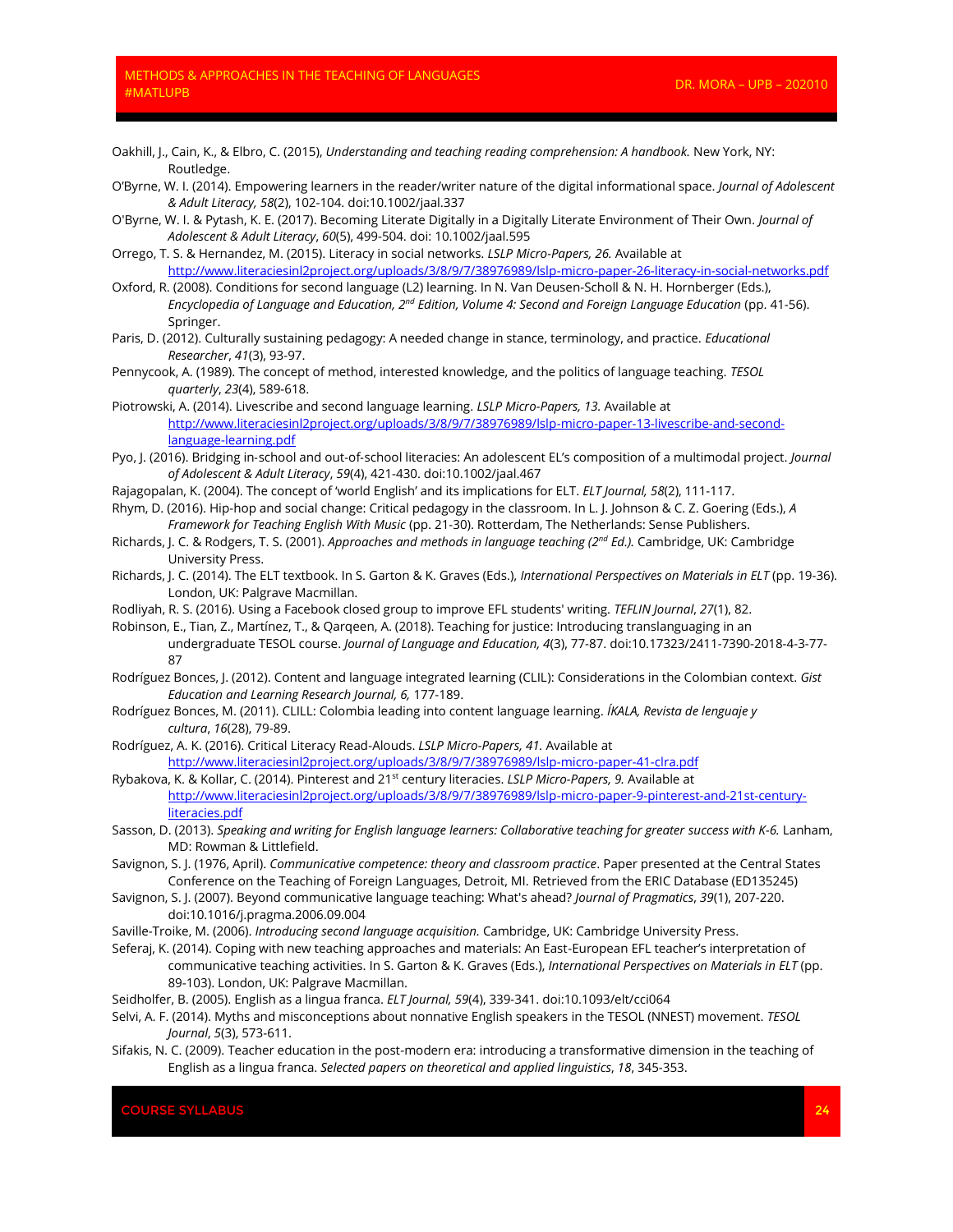Oakhill, J., Cain, K., & Elbro, C. (2015), *Understanding and teaching reading comprehension: A handbook.* New York, NY: Routledge.

O'Byrne, W. I. (2014). Empowering learners in the reader/writer nature of the digital informational space. *Journal of Adolescent & Adult Literacy, 58*(2), 102-104. doi:10.1002/jaal.337

O'Byrne, W. I. & Pytash, K. E. (2017). Becoming Literate Digitally in a Digitally Literate Environment of Their Own. *Journal of Adolescent & Adult Literacy*, *60*(5), 499-504. doi: 10.1002/jaal.595

Orrego, T. S. & Hernandez, M. (2015). Literacy in social networks. *LSLP Micro-Papers, 26.* Available at http://www.literaciesinl2project.org/uploads/3/8/9/7/38976989/lslp-micro-paper-26-literacy-in-social-networks.pdf

Oxford, R. (2008). Conditions for second language (L2) learning. In N. Van Deusen-Scholl & N. H. Hornberger (Eds.), *Encyclopedia of Language and Education, 2nd Edition, Volume 4: Second and Foreign Language Education* (pp. 41-56). Springer.

Paris, D. (2012). Culturally sustaining pedagogy: A needed change in stance, terminology, and practice. *Educational Researcher*, *41*(3), 93-97.

Pennycook, A. (1989). The concept of method, interested knowledge, and the politics of language teaching. *TESOL quarterly*, *23*(4), 589-618.

Piotrowski, A. (2014). Livescribe and second language learning. *LSLP Micro-Papers, 13.* Available at http://www.literaciesinl2project.org/uploads/3/8/9/7/38976989/lslp-micro-paper-13-livescribe-and-second-language-learning.pdf

Pyo, J. (2016). Bridging in-school and out-of-school literacies: An adolescent EL's composition of a multimodal project. *Journal of Adolescent & Adult Literacy*, *59*(4), 421-430. doi:10.1002/jaal.467

Rajagopalan, K. (2004). The concept of 'world English' and its implications for ELT. *ELT Journal, 58*(2), 111-117.

Rhym, D. (2016). Hip-hop and social change: Critical pedagogy in the classroom. In L. J. Johnson & C. Z. Goering (Eds.), *A Framework for Teaching English With Music* (pp. 21-30). Rotterdam, The Netherlands: Sense Publishers.

Richards, J. C. & Rodgers, T. S. (2001). *Approaches and methods in language teaching (2nd Ed.).* Cambridge, UK: Cambridge University Press.

Richards, J. C. (2014). The ELT textbook. In S. Garton & K. Graves (Eds.), *International Perspectives on Materials in ELT* (pp. 19-36). London, UK: Palgrave Macmillan.

Rodliyah, R. S. (2016). Using a Facebook closed group to improve EFL students' writing. *TEFLIN Journal*, *27*(1), 82.

Robinson, E., Tian, Z., Martínez, T., & Qarqeen, A. (2018). Teaching for justice: Introducing translanguaging in an undergraduate TESOL course. *Journal of Language and Education, 4*(3), 77-87. doi:10.17323/2411-7390-2018-4-3-77-87

Rodríguez Bonces, J. (2012). Content and language integrated learning (CLIL): Considerations in the Colombian context. *Gist Education and Learning Research Journal, 6,* 177-189.

Rodríguez Bonces, M. (2011). CLILL: Colombia leading into content language learning. *ÍKALA, Revista de lenguaje y cultura*, *16*(28), 79-89.

Rodríguez, A. K. (2016). Critical Literacy Read-Alouds. *LSLP Micro-Papers, 41.* Available at http://www.literaciesinl2project.org/uploads/3/8/9/7/38976989/lslp-micro-paper-41-clra.pdf

Rybakova, K. & Kollar, C. (2014). Pinterest and 21st century literacies. *LSLP Micro-Papers, 9.* Available at http://www.literaciesinl2project.org/uploads/3/8/9/7/38976989/lslp-micro-paper-9-pinterest-and-21st-century-literacies.pdf

Sasson, D. (2013). *Speaking and writing for English language learners: Collaborative teaching for greater success with K-6.* Lanham, MD: Rowman & Littlefield.

Savignon, S. J. (1976, April). *Communicative competence: theory and classroom practice*. Paper presented at the Central States Conference on the Teaching of Foreign Languages, Detroit, MI. Retrieved from the ERIC Database (ED135245)

Savignon, S. J. (2007). Beyond communicative language teaching: What's ahead? *Journal of Pragmatics*, *39*(1), 207-220. doi:10.1016/j.pragma.2006.09.004

Saville-Troike, M. (2006). *Introducing second language acquisition.* Cambridge, UK: Cambridge University Press.

Seferaj, K. (2014). Coping with new teaching approaches and materials: An East-European EFL teacher's interpretation of communicative teaching activities. In S. Garton & K. Graves (Eds.), *International Perspectives on Materials in ELT* (pp. 89-103). London, UK: Palgrave Macmillan.

Seidhofer, B. (2005). English as a lingua franca. *ELT Journal, 59*(4), 339-341. doi:10.1093/elt/cci064

Selvi, A. F. (2014). Myths and misconceptions about nonnative English speakers in the TESOL (NNEST) movement. *TESOL Journal*, *5*(3), 573-611.

Sifakis, N. C. (2009). Teacher education in the post-modern era: introducing a transformative dimension in the teaching of English as a lingua franca. *Selected papers on theoretical and applied linguistics*, *18*, 345-353.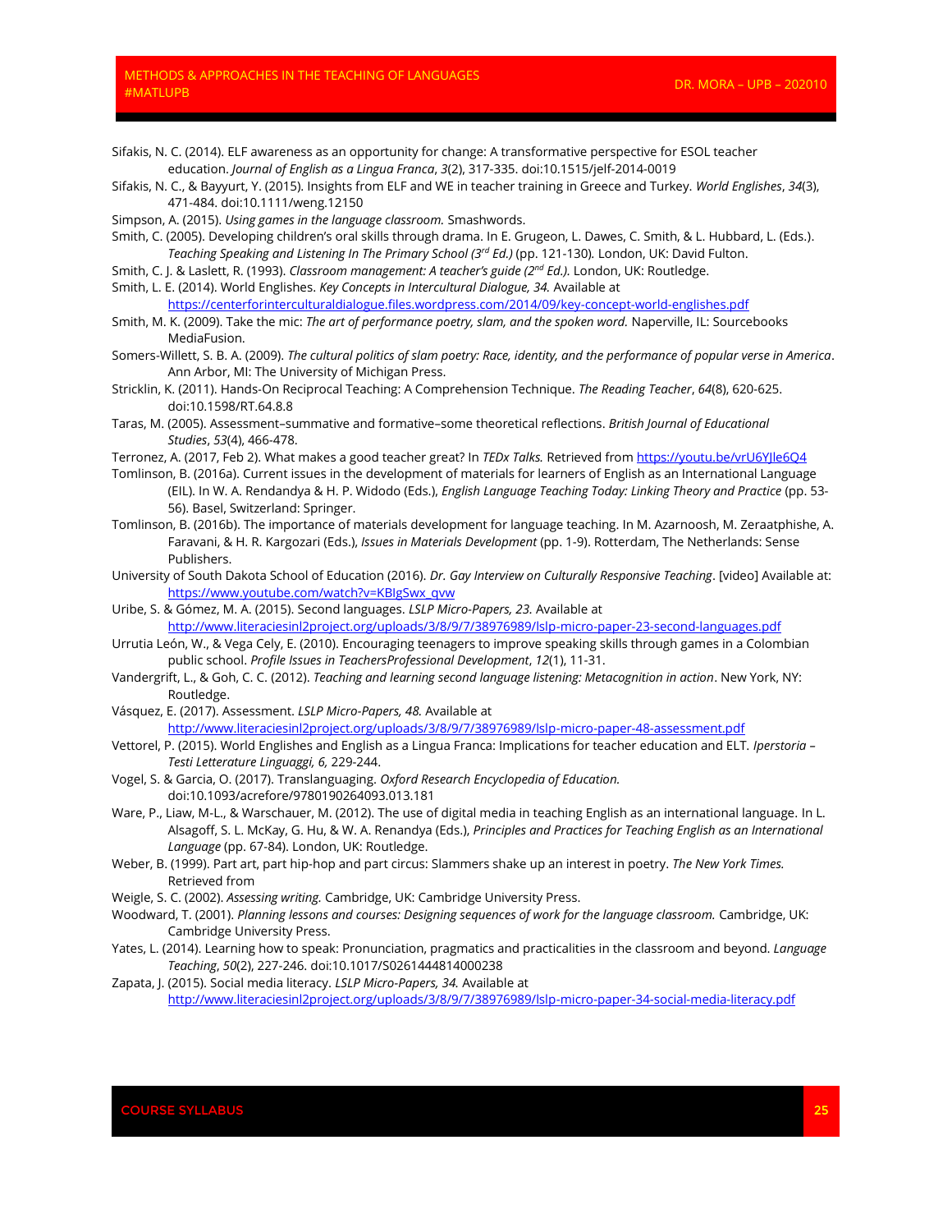Sifakis, N. C. (2014). ELF awareness as an opportunity for change: A transformative perspective for ESOL teacher education. *Journal of English as a Lingua Franca*, *3*(2), 317-335. doi:10.1515/jelf-2014-0019

Sifakis, N. C., & Bayyurt, Y. (2015). Insights from ELF and WE in teacher training in Greece and Turkey. *World Englishes*, *34*(3), 471-484. doi:10.1111/weng.12150

Simpson, A. (2015). *Using games in the language classroom.* Smashwords.

Smith, C. (2005). Developing children's oral skills through drama. In E. Grugeon, L. Dawes, C. Smith, & L. Hubbard, L. (Eds.). *Teaching Speaking and Listening In The Primary School (3rd Ed.)* (pp. 121-130). London, UK: David Fulton.

Smith, C. J. & Laslett, R. (1993). *Classroom management: A teacher's guide (2nd Ed.).* London, UK: Routledge.

Smith, L. E. (2014). World Englishes. *Key Concepts in Intercultural Dialogue, 34.* Available at https://centerforinterculturaldialogue.files.wordpress.com/2014/09/key-concept-world-englishes.pdf

Smith, M. K. (2009). Take the mic: *The art of performance poetry, slam, and the spoken word.* Naperville, IL: Sourcebooks MediaFusion.

Somers-Willett, S. B. A. (2009). *The cultural politics of slam poetry: Race, identity, and the performance of popular verse in America*. Ann Arbor, MI: The University of Michigan Press.

Stricklin, K. (2011). Hands-On Reciprocal Teaching: A Comprehension Technique. *The Reading Teacher*, *64*(8), 620-625. doi:10.1598/RT.64.8.8

Taras, M. (2005). Assessment–summative and formative–some theoretical reflections. *British Journal of Educational Studies*, *53*(4), 466-478.

Terronez, A. (2017, Feb 2). What makes a good teacher great? In *TEDx Talks.* Retrieved from https://youtu.be/vrU6YJle6Q4

Tomlinson, B. (2016a). Current issues in the development of materials for learners of English as an International Language (EIL). In W. A. Rendandya & H. P. Widodo (Eds.), *English Language Teaching Today: Linking Theory and Practice* (pp. 53-56). Basel, Switzerland: Springer.

Tomlinson, B. (2016b). The importance of materials development for language teaching. In M. Azarnoosh, M. Zeraatphishe, A. Faravani, & H. R. Kargozari (Eds.), *Issues in Materials Development* (pp. 1-9). Rotterdam, The Netherlands: Sense Publishers.

University of South Dakota School of Education (2016). *Dr. Gay Interview on Culturally Responsive Teaching*. [video] Available at: https://www.youtube.com/watch?v=KBIgSwx_qvw

Uribe, S. & Gómez, M. A. (2015). Second languages. *LSLP Micro-Papers, 23.* Available at http://www.literaciesinl2project.org/uploads/3/8/9/7/38976989/lslp-micro-paper-23-second-languages.pdf

Urrutia León, W., & Vega Cely, E. (2010). Encouraging teenagers to improve speaking skills through games in a Colombian public school. *Profile Issues in TeachersProfessional Development*, *12*(1), 11-31.

Vandergrift, L., & Goh, C. C. (2012). *Teaching and learning second language listening: Metacognition in action*. New York, NY: Routledge.

Vásquez, E. (2017). Assessment. *LSLP Micro-Papers, 48.* Available at http://www.literaciesinl2project.org/uploads/3/8/9/7/38976989/lslp-micro-paper-48-assessment.pdf

Vettorel, P. (2015). World Englishes and English as a Lingua Franca: Implications for teacher education and ELT. *Iperstoria – Testi Letterature Linguaggi, 6,* 229-244.

Vogel, S. & Garcia, O. (2017). Translanguaging. *Oxford Research Encyclopedia of Education.* doi:10.1093/acrefore/9780190264093.013.181

Ware, P., Liaw, M-L., & Warschauer, M. (2012). The use of digital media in teaching English as an international language. In L. Alsagoff, S. L. McKay, G. Hu, & W. A. Renandya (Eds.), *Principles and Practices for Teaching English as an International Language* (pp. 67-84). London, UK: Routledge.

Weber, B. (1999). Part art, part hip-hop and part circus: Slammers shake up an interest in poetry. *The New York Times.* Retrieved from

Weigle, S. C. (2002). *Assessing writing.* Cambridge, UK: Cambridge University Press.

Woodward, T. (2001). *Planning lessons and courses: Designing sequences of work for the language classroom.* Cambridge, UK: Cambridge University Press.

Yates, L. (2014). Learning how to speak: Pronunciation, pragmatics and practicalities in the classroom and beyond. *Language Teaching*, *50*(2), 227-246. doi:10.1017/S0261444814000238

Zapata, J. (2015). Social media literacy. *LSLP Micro-Papers, 34.* Available at http://www.literaciesinl2project.org/uploads/3/8/9/7/38976989/lslp-micro-paper-34-social-media-literacy.pdf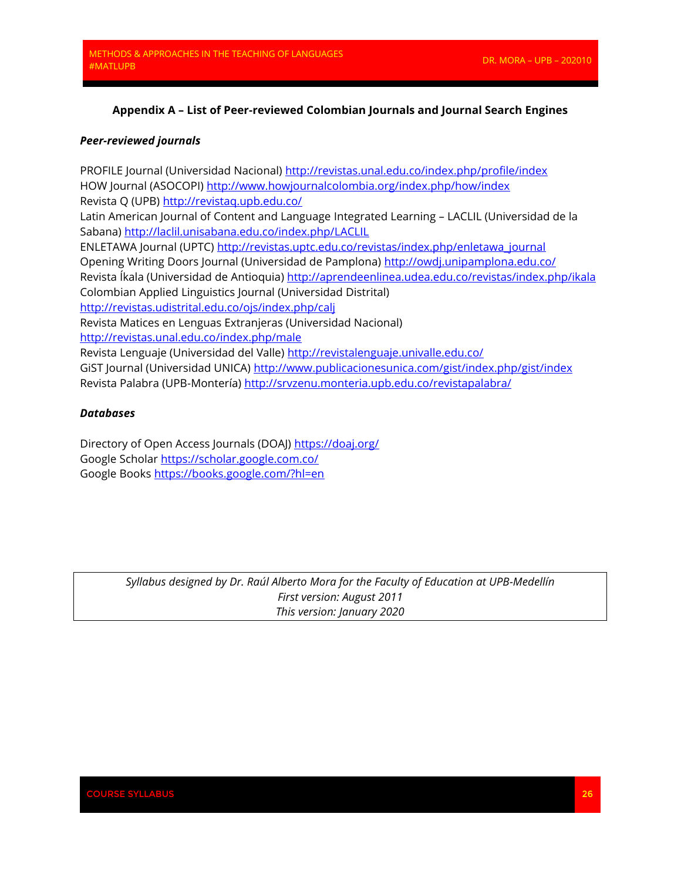## Appendix A – List of Peer-reviewed Colombian Journals and Journal Search Engines

***Peer-reviewed journals***

PROFILE Journal (Universidad Nacional) http://revistas.unal.edu.co/index.php/profile/index
HOW Journal (ASOCOPI) http://www.howjournalcolombia.org/index.php/how/index
Revista Q (UPB) http://revistaq.upb.edu.co/
Latin American Journal of Content and Language Integrated Learning – LACLIL (Universidad de la Sabana) http://laclil.unisabana.edu.co/index.php/LACLIL
ENLETAWA Journal (UPTC) http://revistas.uptc.edu.co/revistas/index.php/enletawa_journal
Opening Writing Doors Journal (Universidad de Pamplona) http://owdj.unipamplona.edu.co/
Revista Íkala (Universidad de Antioquia) http://aprendeenlinea.udea.edu.co/revistas/index.php/ikala
Colombian Applied Linguistics Journal (Universidad Distrital) http://revistas.udistrital.edu.co/ojs/index.php/calj
Revista Matices en Lenguas Extranjeras (Universidad Nacional) http://revistas.unal.edu.co/index.php/male
Revista Lenguaje (Universidad del Valle) http://revistalenguaje.univalle.edu.co/
GiST Journal (Universidad UNICA) http://www.publicacionesunica.com/gist/index.php/gist/index
Revista Palabra (UPB-Montería) http://srvzenu.monteria.upb.edu.co/revistapalabra/

***Databases***

Directory of Open Access Journals (DOAJ) https://doaj.org/
Google Scholar https://scholar.google.com.co/
Google Books https://books.google.com/?hl=en

*Syllabus designed by Dr. Raúl Alberto Mora for the Faculty of Education at UPB-Medellín*
*First version: August 2011*
*This version: January 2020*